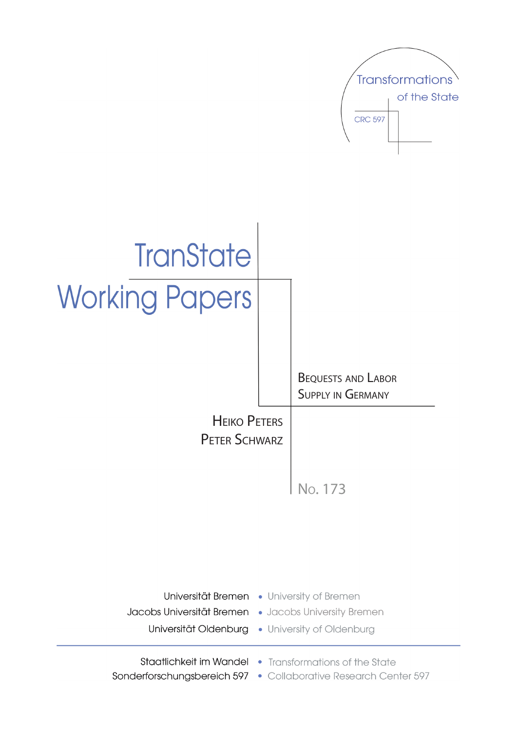Transformations of the State

CRC 597

# TranState Working Papers

## Bequests and Labor Supply in Germany

Heiko Peters
Peter Schwarz

No. 173

Universität Bremen • University of Bremen
Jacobs Universität Bremen • Jacobs University Bremen
Universität Oldenburg • University of Oldenburg

Staatlichkeit im Wandel • Transformations of the State
Sonderforschungsbereich 597 • Collaborative Research Center 597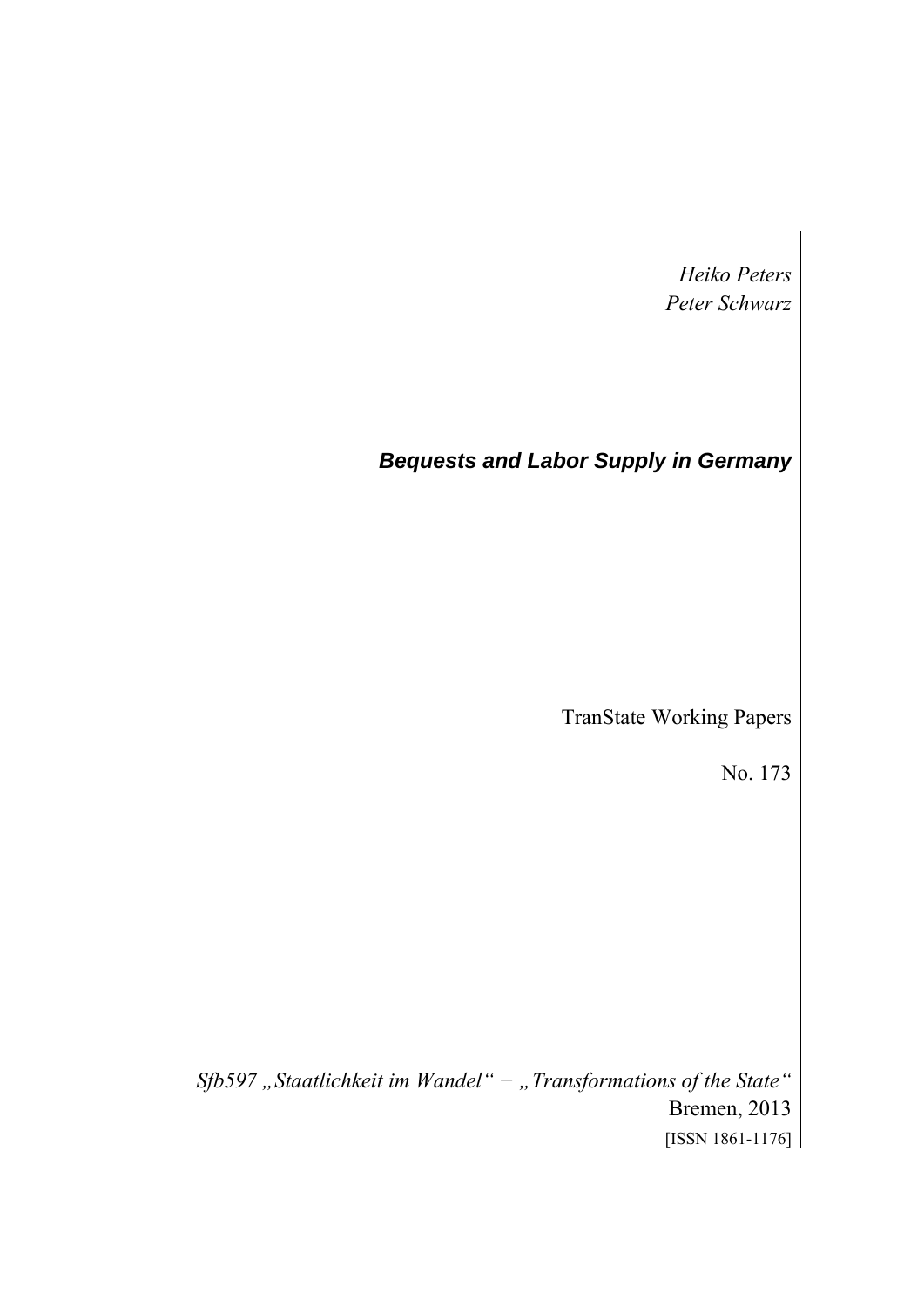*Heiko Peters*
*Peter Schwarz*

# ***Bequests and Labor Supply in Germany***

TranState Working Papers

No. 173

*Sfb597 „Staatlichkeit im Wandel" − „Transformations of the State"*
Bremen, 2013
[ISSN 1861-1176]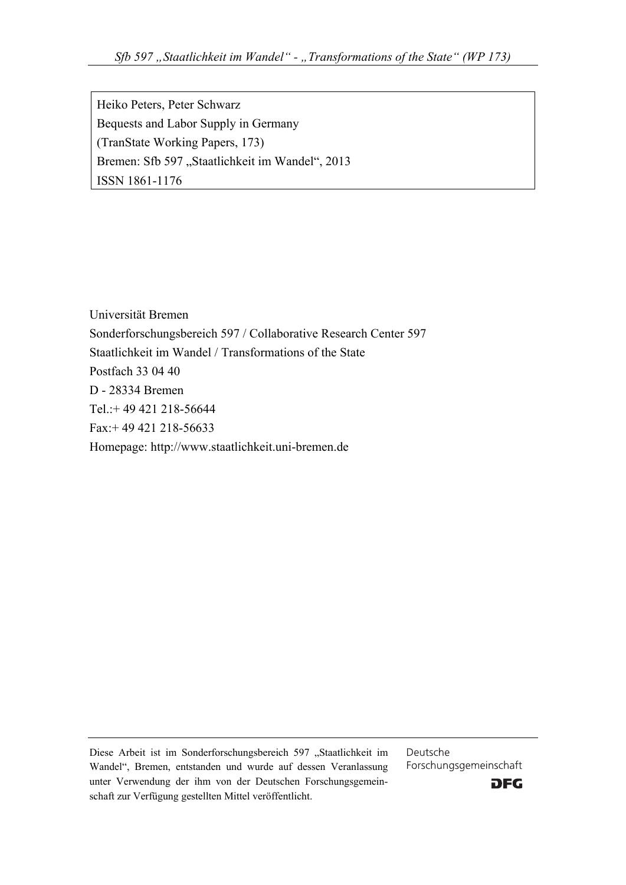Heiko Peters, Peter Schwarz
Bequests and Labor Supply in Germany
(TranState Working Papers, 173)
Bremen: Sfb 597 „Staatlichkeit im Wandel", 2013
ISSN 1861-1176

Universität Bremen
Sonderforschungsbereich 597 / Collaborative Research Center 597
Staatlichkeit im Wandel / Transformations of the State
Postfach 33 04 40
D - 28334 Bremen
Tel.:+ 49 421 218-56644
Fax:+ 49 421 218-56633
Homepage: http://www.staatlichkeit.uni-bremen.de

Diese Arbeit ist im Sonderforschungsbereich 597 „Staatlichkeit im Wandel", Bremen, entstanden und wurde auf dessen Veranlassung unter Verwendung der ihm von der Deutschen Forschungsgemeinschaft zur Verfügung gestellten Mittel veröffentlicht.

Deutsche Forschungsgemeinschaft

DFG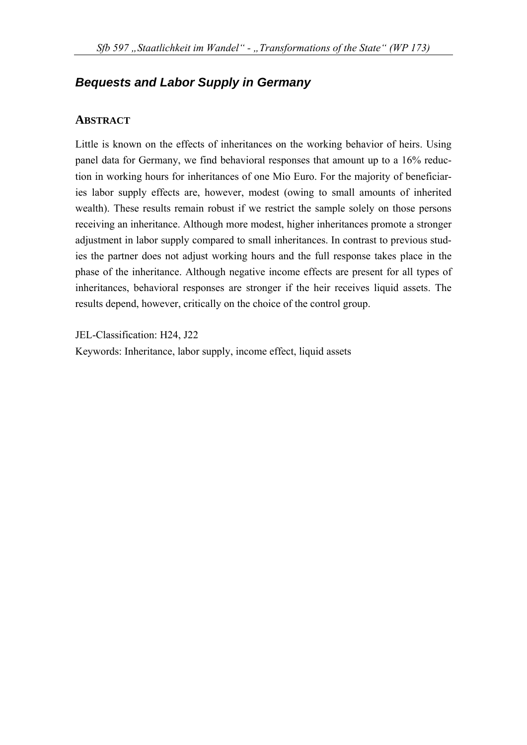## *Bequests and Labor Supply in Germany*

### ABSTRACT

Little is known on the effects of inheritances on the working behavior of heirs. Using panel data for Germany, we find behavioral responses that amount up to a 16% reduction in working hours for inheritances of one Mio Euro. For the majority of beneficiaries labor supply effects are, however, modest (owing to small amounts of inherited wealth). These results remain robust if we restrict the sample solely on those persons receiving an inheritance. Although more modest, higher inheritances promote a stronger adjustment in labor supply compared to small inheritances. In contrast to previous studies the partner does not adjust working hours and the full response takes place in the phase of the inheritance. Although negative income effects are present for all types of inheritances, behavioral responses are stronger if the heir receives liquid assets. The results depend, however, critically on the choice of the control group.

JEL-Classification: H24, J22

Keywords: Inheritance, labor supply, income effect, liquid assets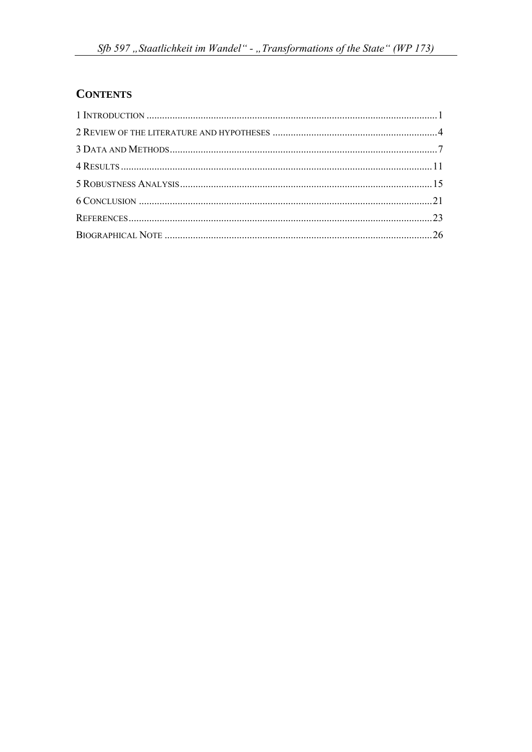## CONTENTS

1 INTRODUCTION ........................................................................................................1
2 REVIEW OF THE LITERATURE AND HYPOTHESES ..............................................................4
3 DATA AND METHODS.....................................................................................................7
4 RESULTS ......................................................................................................................11
5 ROBUSTNESS ANALYSIS.................................................................................................15
6 CONCLUSION ...............................................................................................................21
REFERENCES...................................................................................................................23
BIOGRAPHICAL NOTE ......................................................................................................26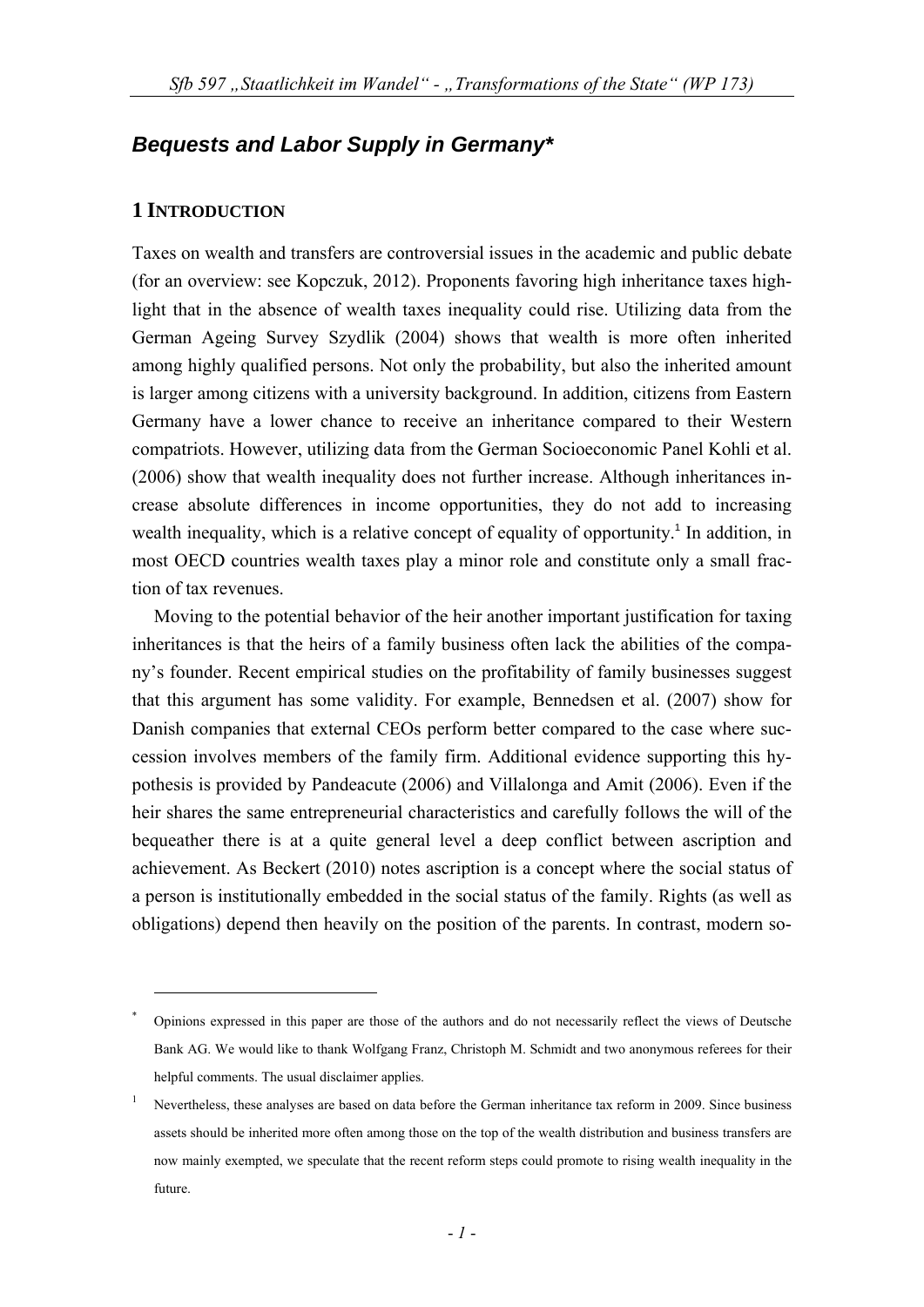## *Bequests and Labor Supply in Germany**

### 1 INTRODUCTION

Taxes on wealth and transfers are controversial issues in the academic and public debate (for an overview: see Kopczuk, 2012). Proponents favoring high inheritance taxes highlight that in the absence of wealth taxes inequality could rise. Utilizing data from the German Ageing Survey Szydlik (2004) shows that wealth is more often inherited among highly qualified persons. Not only the probability, but also the inherited amount is larger among citizens with a university background. In addition, citizens from Eastern Germany have a lower chance to receive an inheritance compared to their Western compatriots. However, utilizing data from the German Socioeconomic Panel Kohli et al. (2006) show that wealth inequality does not further increase. Although inheritances increase absolute differences in income opportunities, they do not add to increasing wealth inequality, which is a relative concept of equality of opportunity.[1] In addition, in most OECD countries wealth taxes play a minor role and constitute only a small fraction of tax revenues.

Moving to the potential behavior of the heir another important justification for taxing inheritances is that the heirs of a family business often lack the abilities of the company's founder. Recent empirical studies on the profitability of family businesses suggest that this argument has some validity. For example, Bennedsen et al. (2007) show for Danish companies that external CEOs perform better compared to the case where succession involves members of the family firm. Additional evidence supporting this hypothesis is provided by Pandeacute (2006) and Villalonga and Amit (2006). Even if the heir shares the same entrepreneurial characteristics and carefully follows the will of the bequeather there is at a quite general level a deep conflict between ascription and achievement. As Beckert (2010) notes ascription is a concept where the social status of a person is institutionally embedded in the social status of the family. Rights (as well as obligations) depend then heavily on the position of the parents. In contrast, modern so-

---

[*] Opinions expressed in this paper are those of the authors and do not necessarily reflect the views of Deutsche Bank AG. We would like to thank Wolfgang Franz, Christoph M. Schmidt and two anonymous referees for their helpful comments. The usual disclaimer applies.

[1] Nevertheless, these analyses are based on data before the German inheritance tax reform in 2009. Since business assets should be inherited more often among those on the top of the wealth distribution and business transfers are now mainly exempted, we speculate that the recent reform steps could promote to rising wealth inequality in the future.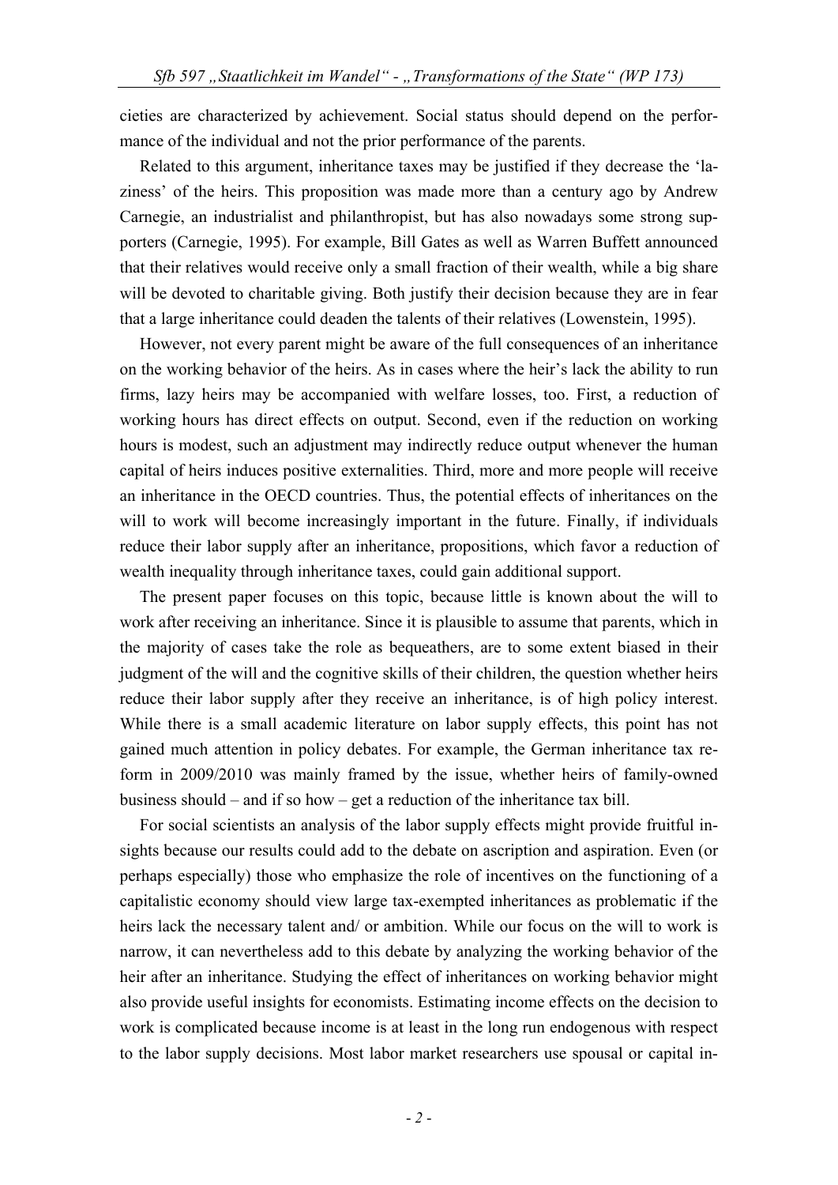cieties are characterized by achievement. Social status should depend on the performance of the individual and not the prior performance of the parents.

Related to this argument, inheritance taxes may be justified if they decrease the 'laziness' of the heirs. This proposition was made more than a century ago by Andrew Carnegie, an industrialist and philanthropist, but has also nowadays some strong supporters (Carnegie, 1995). For example, Bill Gates as well as Warren Buffett announced that their relatives would receive only a small fraction of their wealth, while a big share will be devoted to charitable giving. Both justify their decision because they are in fear that a large inheritance could deaden the talents of their relatives (Lowenstein, 1995).

However, not every parent might be aware of the full consequences of an inheritance on the working behavior of the heirs. As in cases where the heir's lack the ability to run firms, lazy heirs may be accompanied with welfare losses, too. First, a reduction of working hours has direct effects on output. Second, even if the reduction on working hours is modest, such an adjustment may indirectly reduce output whenever the human capital of heirs induces positive externalities. Third, more and more people will receive an inheritance in the OECD countries. Thus, the potential effects of inheritances on the will to work will become increasingly important in the future. Finally, if individuals reduce their labor supply after an inheritance, propositions, which favor a reduction of wealth inequality through inheritance taxes, could gain additional support.

The present paper focuses on this topic, because little is known about the will to work after receiving an inheritance. Since it is plausible to assume that parents, which in the majority of cases take the role as bequeathers, are to some extent biased in their judgment of the will and the cognitive skills of their children, the question whether heirs reduce their labor supply after they receive an inheritance, is of high policy interest. While there is a small academic literature on labor supply effects, this point has not gained much attention in policy debates. For example, the German inheritance tax reform in 2009/2010 was mainly framed by the issue, whether heirs of family-owned business should – and if so how – get a reduction of the inheritance tax bill.

For social scientists an analysis of the labor supply effects might provide fruitful insights because our results could add to the debate on ascription and aspiration. Even (or perhaps especially) those who emphasize the role of incentives on the functioning of a capitalistic economy should view large tax-exempted inheritances as problematic if the heirs lack the necessary talent and/ or ambition. While our focus on the will to work is narrow, it can nevertheless add to this debate by analyzing the working behavior of the heir after an inheritance. Studying the effect of inheritances on working behavior might also provide useful insights for economists. Estimating income effects on the decision to work is complicated because income is at least in the long run endogenous with respect to the labor supply decisions. Most labor market researchers use spousal or capital in-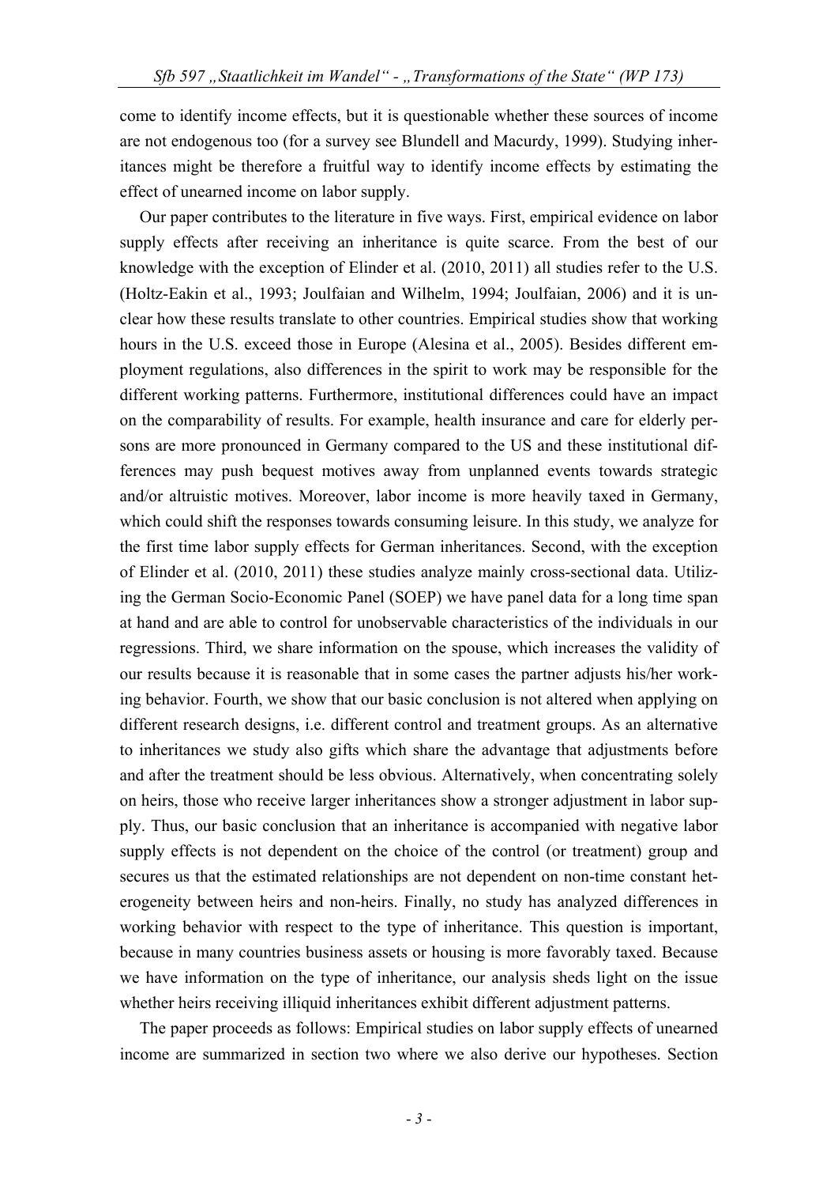come to identify income effects, but it is questionable whether these sources of income are not endogenous too (for a survey see Blundell and Macurdy, 1999). Studying inheritances might be therefore a fruitful way to identify income effects by estimating the effect of unearned income on labor supply.

Our paper contributes to the literature in five ways. First, empirical evidence on labor supply effects after receiving an inheritance is quite scarce. From the best of our knowledge with the exception of Elinder et al. (2010, 2011) all studies refer to the U.S. (Holtz-Eakin et al., 1993; Joulfaian and Wilhelm, 1994; Joulfaian, 2006) and it is unclear how these results translate to other countries. Empirical studies show that working hours in the U.S. exceed those in Europe (Alesina et al., 2005). Besides different employment regulations, also differences in the spirit to work may be responsible for the different working patterns. Furthermore, institutional differences could have an impact on the comparability of results. For example, health insurance and care for elderly persons are more pronounced in Germany compared to the US and these institutional differences may push bequest motives away from unplanned events towards strategic and/or altruistic motives. Moreover, labor income is more heavily taxed in Germany, which could shift the responses towards consuming leisure. In this study, we analyze for the first time labor supply effects for German inheritances. Second, with the exception of Elinder et al. (2010, 2011) these studies analyze mainly cross-sectional data. Utilizing the German Socio-Economic Panel (SOEP) we have panel data for a long time span at hand and are able to control for unobservable characteristics of the individuals in our regressions. Third, we share information on the spouse, which increases the validity of our results because it is reasonable that in some cases the partner adjusts his/her working behavior. Fourth, we show that our basic conclusion is not altered when applying on different research designs, i.e. different control and treatment groups. As an alternative to inheritances we study also gifts which share the advantage that adjustments before and after the treatment should be less obvious. Alternatively, when concentrating solely on heirs, those who receive larger inheritances show a stronger adjustment in labor supply. Thus, our basic conclusion that an inheritance is accompanied with negative labor supply effects is not dependent on the choice of the control (or treatment) group and secures us that the estimated relationships are not dependent on non-time constant heterogeneity between heirs and non-heirs. Finally, no study has analyzed differences in working behavior with respect to the type of inheritance. This question is important, because in many countries business assets or housing is more favorably taxed. Because we have information on the type of inheritance, our analysis sheds light on the issue whether heirs receiving illiquid inheritances exhibit different adjustment patterns.

The paper proceeds as follows: Empirical studies on labor supply effects of unearned income are summarized in section two where we also derive our hypotheses. Section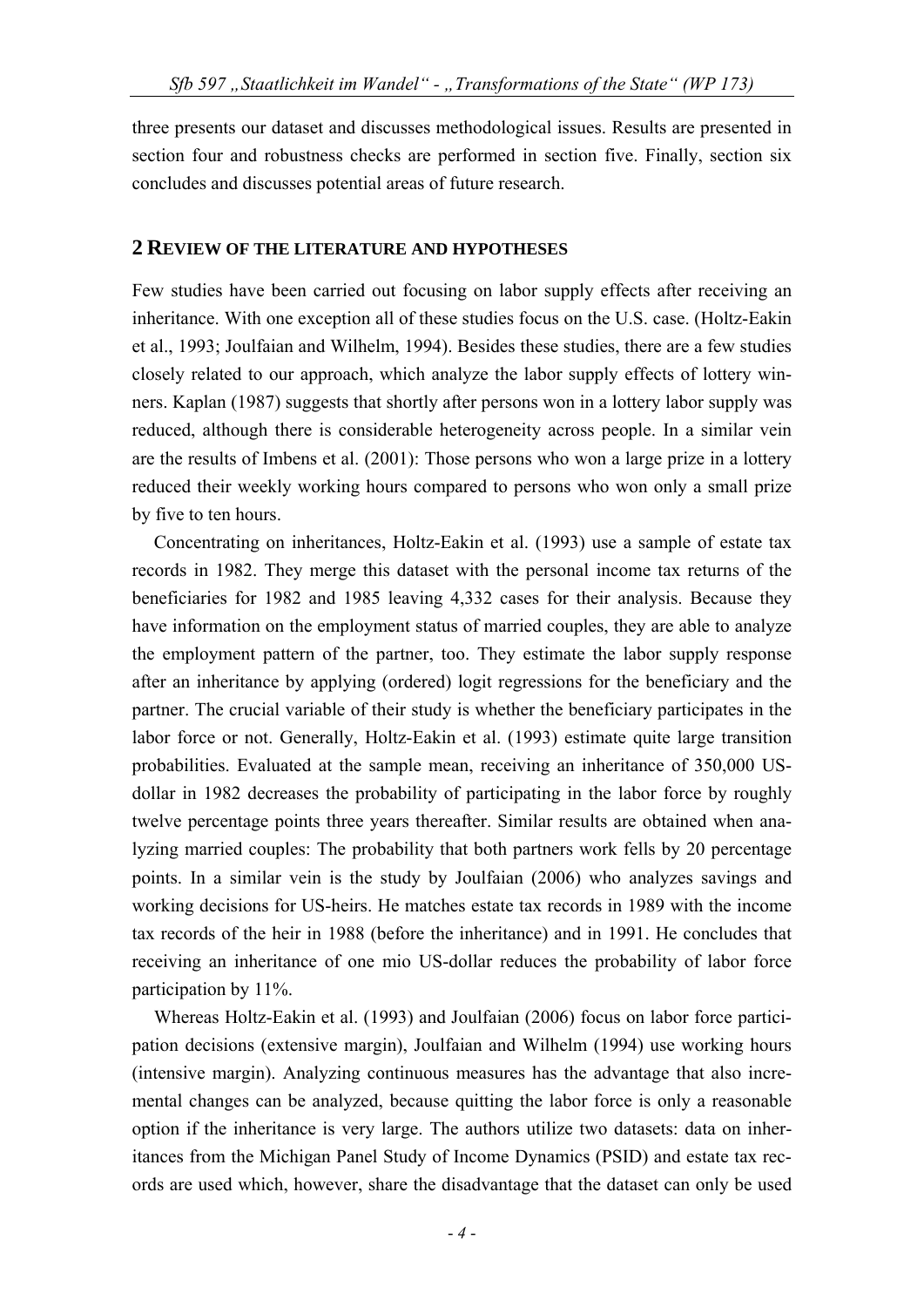three presents our dataset and discusses methodological issues. Results are presented in section four and robustness checks are performed in section five. Finally, section six concludes and discusses potential areas of future research.

## 2 REVIEW OF THE LITERATURE AND HYPOTHESES

Few studies have been carried out focusing on labor supply effects after receiving an inheritance. With one exception all of these studies focus on the U.S. case. (Holtz-Eakin et al., 1993; Joulfaian and Wilhelm, 1994). Besides these studies, there are a few studies closely related to our approach, which analyze the labor supply effects of lottery winners. Kaplan (1987) suggests that shortly after persons won in a lottery labor supply was reduced, although there is considerable heterogeneity across people. In a similar vein are the results of Imbens et al. (2001): Those persons who won a large prize in a lottery reduced their weekly working hours compared to persons who won only a small prize by five to ten hours.

Concentrating on inheritances, Holtz-Eakin et al. (1993) use a sample of estate tax records in 1982. They merge this dataset with the personal income tax returns of the beneficiaries for 1982 and 1985 leaving 4,332 cases for their analysis. Because they have information on the employment status of married couples, they are able to analyze the employment pattern of the partner, too. They estimate the labor supply response after an inheritance by applying (ordered) logit regressions for the beneficiary and the partner. The crucial variable of their study is whether the beneficiary participates in the labor force or not. Generally, Holtz-Eakin et al. (1993) estimate quite large transition probabilities. Evaluated at the sample mean, receiving an inheritance of 350,000 US-dollar in 1982 decreases the probability of participating in the labor force by roughly twelve percentage points three years thereafter. Similar results are obtained when analyzing married couples: The probability that both partners work fells by 20 percentage points. In a similar vein is the study by Joulfaian (2006) who analyzes savings and working decisions for US-heirs. He matches estate tax records in 1989 with the income tax records of the heir in 1988 (before the inheritance) and in 1991. He concludes that receiving an inheritance of one mio US-dollar reduces the probability of labor force participation by 11%.

Whereas Holtz-Eakin et al. (1993) and Joulfaian (2006) focus on labor force participation decisions (extensive margin), Joulfaian and Wilhelm (1994) use working hours (intensive margin). Analyzing continuous measures has the advantage that also incremental changes can be analyzed, because quitting the labor force is only a reasonable option if the inheritance is very large. The authors utilize two datasets: data on inheritances from the Michigan Panel Study of Income Dynamics (PSID) and estate tax records are used which, however, share the disadvantage that the dataset can only be used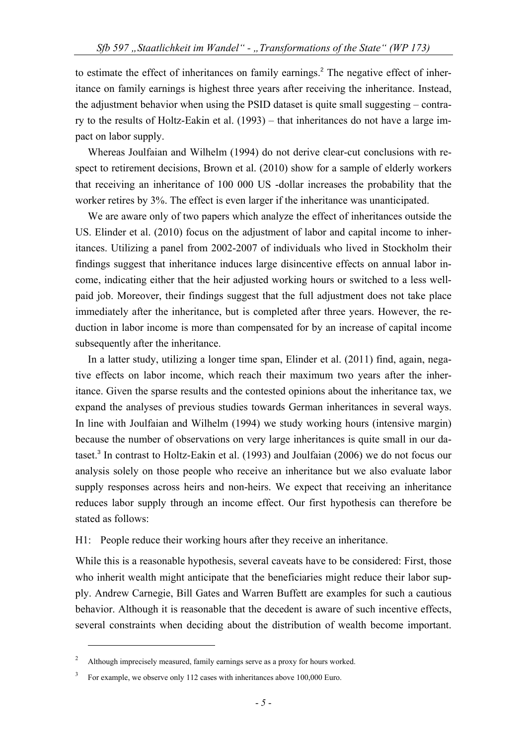to estimate the effect of inheritances on family earnings.[2] The negative effect of inheritance on family earnings is highest three years after receiving the inheritance. Instead, the adjustment behavior when using the PSID dataset is quite small suggesting – contrary to the results of Holtz-Eakin et al. (1993) – that inheritances do not have a large impact on labor supply.

Whereas Joulfaian and Wilhelm (1994) do not derive clear-cut conclusions with respect to retirement decisions, Brown et al. (2010) show for a sample of elderly workers that receiving an inheritance of 100 000 US -dollar increases the probability that the worker retires by 3%. The effect is even larger if the inheritance was unanticipated.

We are aware only of two papers which analyze the effect of inheritances outside the US. Elinder et al. (2010) focus on the adjustment of labor and capital income to inheritances. Utilizing a panel from 2002-2007 of individuals who lived in Stockholm their findings suggest that inheritance induces large disincentive effects on annual labor income, indicating either that the heir adjusted working hours or switched to a less well-paid job. Moreover, their findings suggest that the full adjustment does not take place immediately after the inheritance, but is completed after three years. However, the reduction in labor income is more than compensated for by an increase of capital income subsequently after the inheritance.

In a latter study, utilizing a longer time span, Elinder et al. (2011) find, again, negative effects on labor income, which reach their maximum two years after the inheritance. Given the sparse results and the contested opinions about the inheritance tax, we expand the analyses of previous studies towards German inheritances in several ways. In line with Joulfaian and Wilhelm (1994) we study working hours (intensive margin) because the number of observations on very large inheritances is quite small in our dataset.[3] In contrast to Holtz-Eakin et al. (1993) and Joulfaian (2006) we do not focus our analysis solely on those people who receive an inheritance but we also evaluate labor supply responses across heirs and non-heirs. We expect that receiving an inheritance reduces labor supply through an income effect. Our first hypothesis can therefore be stated as follows:

H1: People reduce their working hours after they receive an inheritance.

While this is a reasonable hypothesis, several caveats have to be considered: First, those who inherit wealth might anticipate that the beneficiaries might reduce their labor supply. Andrew Carnegie, Bill Gates and Warren Buffett are examples for such a cautious behavior. Although it is reasonable that the decedent is aware of such incentive effects, several constraints when deciding about the distribution of wealth become important.

---

[2] Although imprecisely measured, family earnings serve as a proxy for hours worked.

[3] For example, we observe only 112 cases with inheritances above 100,000 Euro.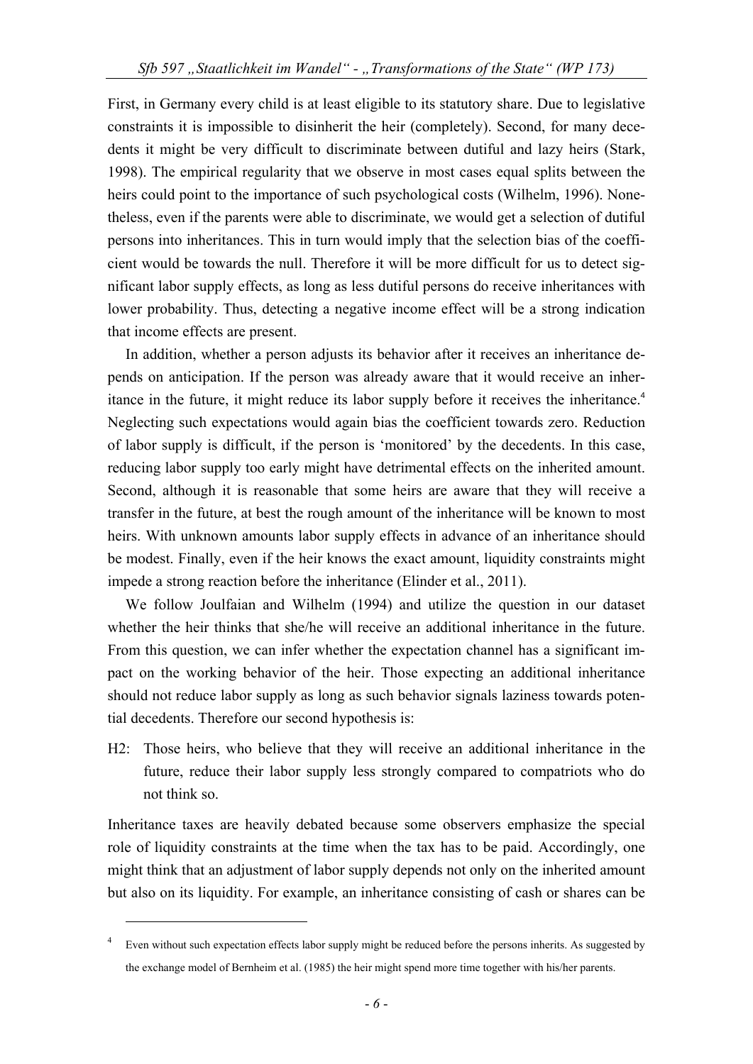First, in Germany every child is at least eligible to its statutory share. Due to legislative constraints it is impossible to disinherit the heir (completely). Second, for many decedents it might be very difficult to discriminate between dutiful and lazy heirs (Stark, 1998). The empirical regularity that we observe in most cases equal splits between the heirs could point to the importance of such psychological costs (Wilhelm, 1996). Nonetheless, even if the parents were able to discriminate, we would get a selection of dutiful persons into inheritances. This in turn would imply that the selection bias of the coefficient would be towards the null. Therefore it will be more difficult for us to detect significant labor supply effects, as long as less dutiful persons do receive inheritances with lower probability. Thus, detecting a negative income effect will be a strong indication that income effects are present.

In addition, whether a person adjusts its behavior after it receives an inheritance depends on anticipation. If the person was already aware that it would receive an inheritance in the future, it might reduce its labor supply before it receives the inheritance.[4] Neglecting such expectations would again bias the coefficient towards zero. Reduction of labor supply is difficult, if the person is 'monitored' by the decedents. In this case, reducing labor supply too early might have detrimental effects on the inherited amount. Second, although it is reasonable that some heirs are aware that they will receive a transfer in the future, at best the rough amount of the inheritance will be known to most heirs. With unknown amounts labor supply effects in advance of an inheritance should be modest. Finally, even if the heir knows the exact amount, liquidity constraints might impede a strong reaction before the inheritance (Elinder et al., 2011).

We follow Joulfaian and Wilhelm (1994) and utilize the question in our dataset whether the heir thinks that she/he will receive an additional inheritance in the future. From this question, we can infer whether the expectation channel has a significant impact on the working behavior of the heir. Those expecting an additional inheritance should not reduce labor supply as long as such behavior signals laziness towards potential decedents. Therefore our second hypothesis is:

H2: Those heirs, who believe that they will receive an additional inheritance in the future, reduce their labor supply less strongly compared to compatriots who do not think so.

Inheritance taxes are heavily debated because some observers emphasize the special role of liquidity constraints at the time when the tax has to be paid. Accordingly, one might think that an adjustment of labor supply depends not only on the inherited amount but also on its liquidity. For example, an inheritance consisting of cash or shares can be

[4] Even without such expectation effects labor supply might be reduced before the persons inherits. As suggested by the exchange model of Bernheim et al. (1985) the heir might spend more time together with his/her parents.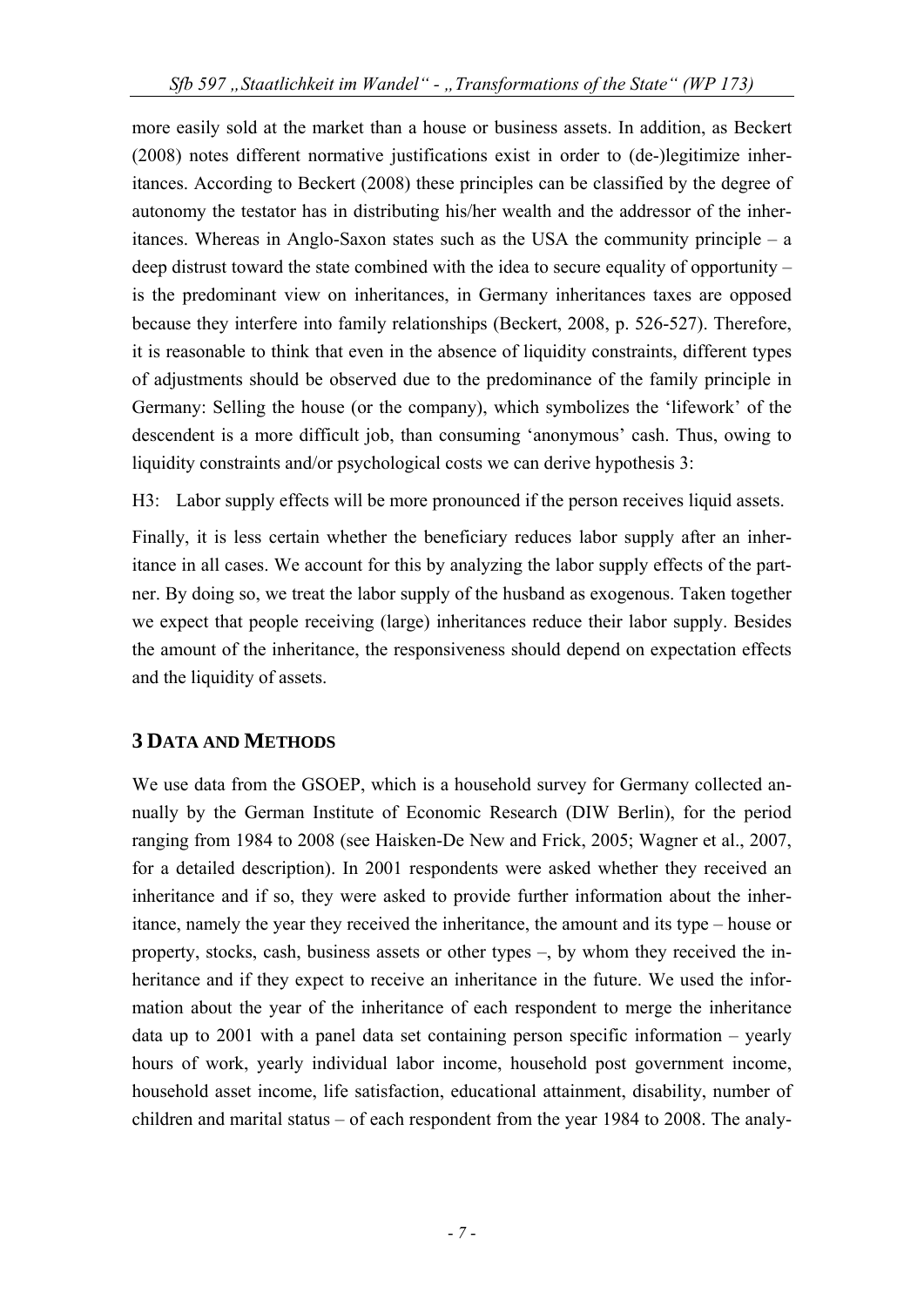more easily sold at the market than a house or business assets. In addition, as Beckert (2008) notes different normative justifications exist in order to (de-)legitimize inheritances. According to Beckert (2008) these principles can be classified by the degree of autonomy the testator has in distributing his/her wealth and the addressor of the inheritances. Whereas in Anglo-Saxon states such as the USA the community principle – a deep distrust toward the state combined with the idea to secure equality of opportunity – is the predominant view on inheritances, in Germany inheritances taxes are opposed because they interfere into family relationships (Beckert, 2008, p. 526-527). Therefore, it is reasonable to think that even in the absence of liquidity constraints, different types of adjustments should be observed due to the predominance of the family principle in Germany: Selling the house (or the company), which symbolizes the 'lifework' of the descendent is a more difficult job, than consuming 'anonymous' cash. Thus, owing to liquidity constraints and/or psychological costs we can derive hypothesis 3:

H3: Labor supply effects will be more pronounced if the person receives liquid assets.

Finally, it is less certain whether the beneficiary reduces labor supply after an inheritance in all cases. We account for this by analyzing the labor supply effects of the partner. By doing so, we treat the labor supply of the husband as exogenous. Taken together we expect that people receiving (large) inheritances reduce their labor supply. Besides the amount of the inheritance, the responsiveness should depend on expectation effects and the liquidity of assets.

## 3 Data and Methods

We use data from the GSOEP, which is a household survey for Germany collected annually by the German Institute of Economic Research (DIW Berlin), for the period ranging from 1984 to 2008 (see Haisken-De New and Frick, 2005; Wagner et al., 2007, for a detailed description). In 2001 respondents were asked whether they received an inheritance and if so, they were asked to provide further information about the inheritance, namely the year they received the inheritance, the amount and its type – house or property, stocks, cash, business assets or other types –, by whom they received the inheritance and if they expect to receive an inheritance in the future. We used the information about the year of the inheritance of each respondent to merge the inheritance data up to 2001 with a panel data set containing person specific information – yearly hours of work, yearly individual labor income, household post government income, household asset income, life satisfaction, educational attainment, disability, number of children and marital status – of each respondent from the year 1984 to 2008. The analy-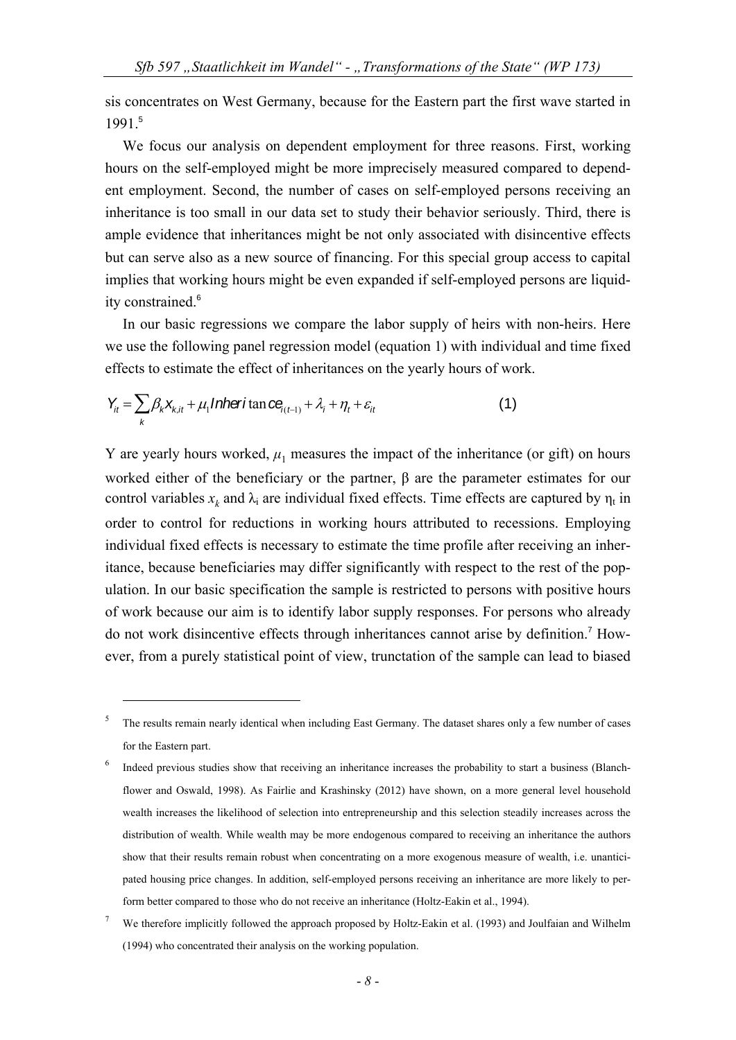sis concentrates on West Germany, because for the Eastern part the first wave started in 1991.[5]

We focus our analysis on dependent employment for three reasons. First, working hours on the self-employed might be more imprecisely measured compared to dependent employment. Second, the number of cases on self-employed persons receiving an inheritance is too small in our data set to study their behavior seriously. Third, there is ample evidence that inheritances might be not only associated with disincentive effects but can serve also as a new source of financing. For this special group access to capital implies that working hours might be even expanded if self-employed persons are liquidity constrained.[6]

In our basic regressions we compare the labor supply of heirs with non-heirs. Here we use the following panel regression model (equation 1) with individual and time fixed effects to estimate the effect of inheritances on the yearly hours of work.

$$Y_{it} = \sum_k \beta_k x_{k,it} + \mu_1 Inheritance_{i(t-1)} + \lambda_i + \eta_t + \varepsilon_{it} \qquad (1)$$

Y are yearly hours worked, $\mu_1$ measures the impact of the inheritance (or gift) on hours worked either of the beneficiary or the partner, β are the parameter estimates for our control variables $x_k$ and $\lambda_i$ are individual fixed effects. Time effects are captured by $\eta_t$ in order to control for reductions in working hours attributed to recessions. Employing individual fixed effects is necessary to estimate the time profile after receiving an inheritance, because beneficiaries may differ significantly with respect to the rest of the population. In our basic specification the sample is restricted to persons with positive hours of work because our aim is to identify labor supply responses. For persons who already do not work disincentive effects through inheritances cannot arise by definition.[7] However, from a purely statistical point of view, trunctation of the sample can lead to biased

---

[5] The results remain nearly identical when including East Germany. The dataset shares only a few number of cases for the Eastern part.

[6] Indeed previous studies show that receiving an inheritance increases the probability to start a business (Blanchflower and Oswald, 1998). As Fairlie and Krashinsky (2012) have shown, on a more general level household wealth increases the likelihood of selection into entrepreneurship and this selection steadily increases across the distribution of wealth. While wealth may be more endogenous compared to receiving an inheritance the authors show that their results remain robust when concentrating on a more exogenous measure of wealth, i.e. unanticipated housing price changes. In addition, self-employed persons receiving an inheritance are more likely to perform better compared to those who do not receive an inheritance (Holtz-Eakin et al., 1994).

[7] We therefore implicitly followed the approach proposed by Holtz-Eakin et al. (1993) and Joulfaian and Wilhelm (1994) who concentrated their analysis on the working population.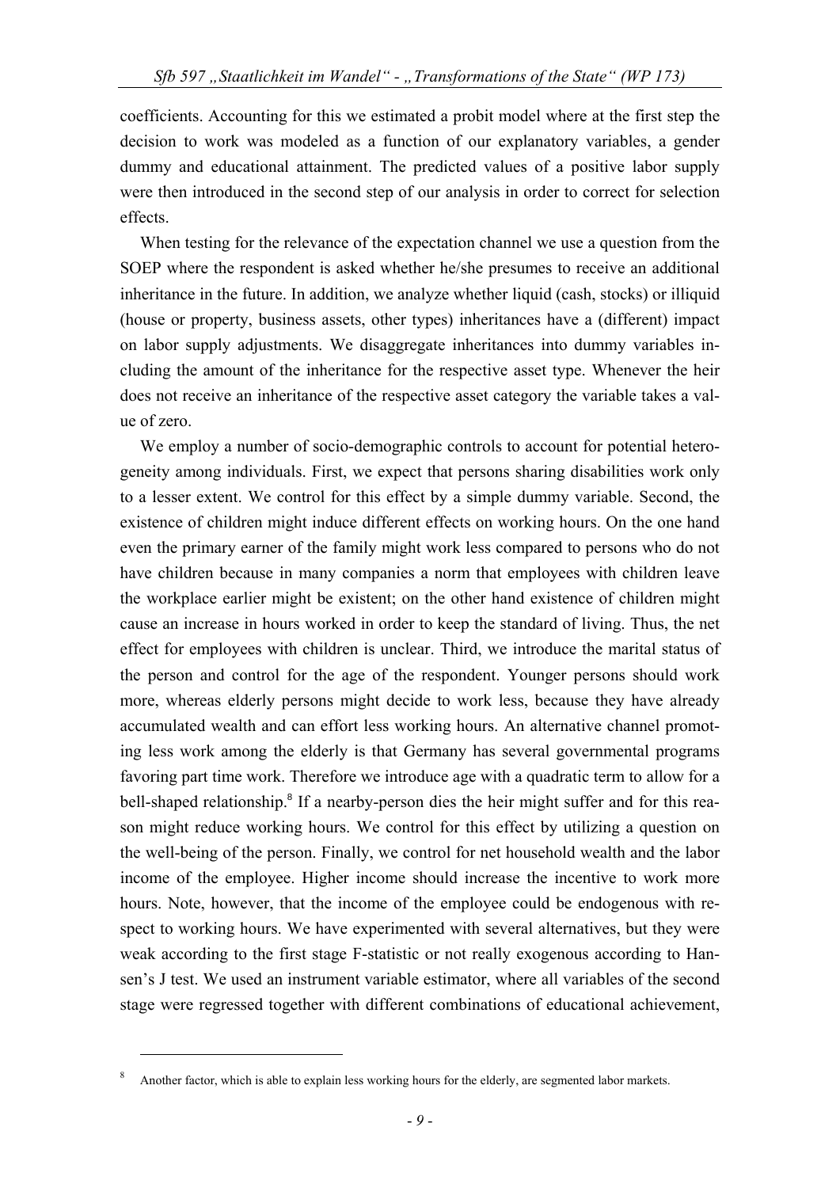coefficients. Accounting for this we estimated a probit model where at the first step the decision to work was modeled as a function of our explanatory variables, a gender dummy and educational attainment. The predicted values of a positive labor supply were then introduced in the second step of our analysis in order to correct for selection effects.

When testing for the relevance of the expectation channel we use a question from the SOEP where the respondent is asked whether he/she presumes to receive an additional inheritance in the future. In addition, we analyze whether liquid (cash, stocks) or illiquid (house or property, business assets, other types) inheritances have a (different) impact on labor supply adjustments. We disaggregate inheritances into dummy variables including the amount of the inheritance for the respective asset type. Whenever the heir does not receive an inheritance of the respective asset category the variable takes a value of zero.

We employ a number of socio-demographic controls to account for potential heterogeneity among individuals. First, we expect that persons sharing disabilities work only to a lesser extent. We control for this effect by a simple dummy variable. Second, the existence of children might induce different effects on working hours. On the one hand even the primary earner of the family might work less compared to persons who do not have children because in many companies a norm that employees with children leave the workplace earlier might be existent; on the other hand existence of children might cause an increase in hours worked in order to keep the standard of living. Thus, the net effect for employees with children is unclear. Third, we introduce the marital status of the person and control for the age of the respondent. Younger persons should work more, whereas elderly persons might decide to work less, because they have already accumulated wealth and can effort less working hours. An alternative channel promoting less work among the elderly is that Germany has several governmental programs favoring part time work. Therefore we introduce age with a quadratic term to allow for a bell-shaped relationship.[8] If a nearby-person dies the heir might suffer and for this reason might reduce working hours. We control for this effect by utilizing a question on the well-being of the person. Finally, we control for net household wealth and the labor income of the employee. Higher income should increase the incentive to work more hours. Note, however, that the income of the employee could be endogenous with respect to working hours. We have experimented with several alternatives, but they were weak according to the first stage F-statistic or not really exogenous according to Hansen's J test. We used an instrument variable estimator, where all variables of the second stage were regressed together with different combinations of educational achievement,

---

[8] Another factor, which is able to explain less working hours for the elderly, are segmented labor markets.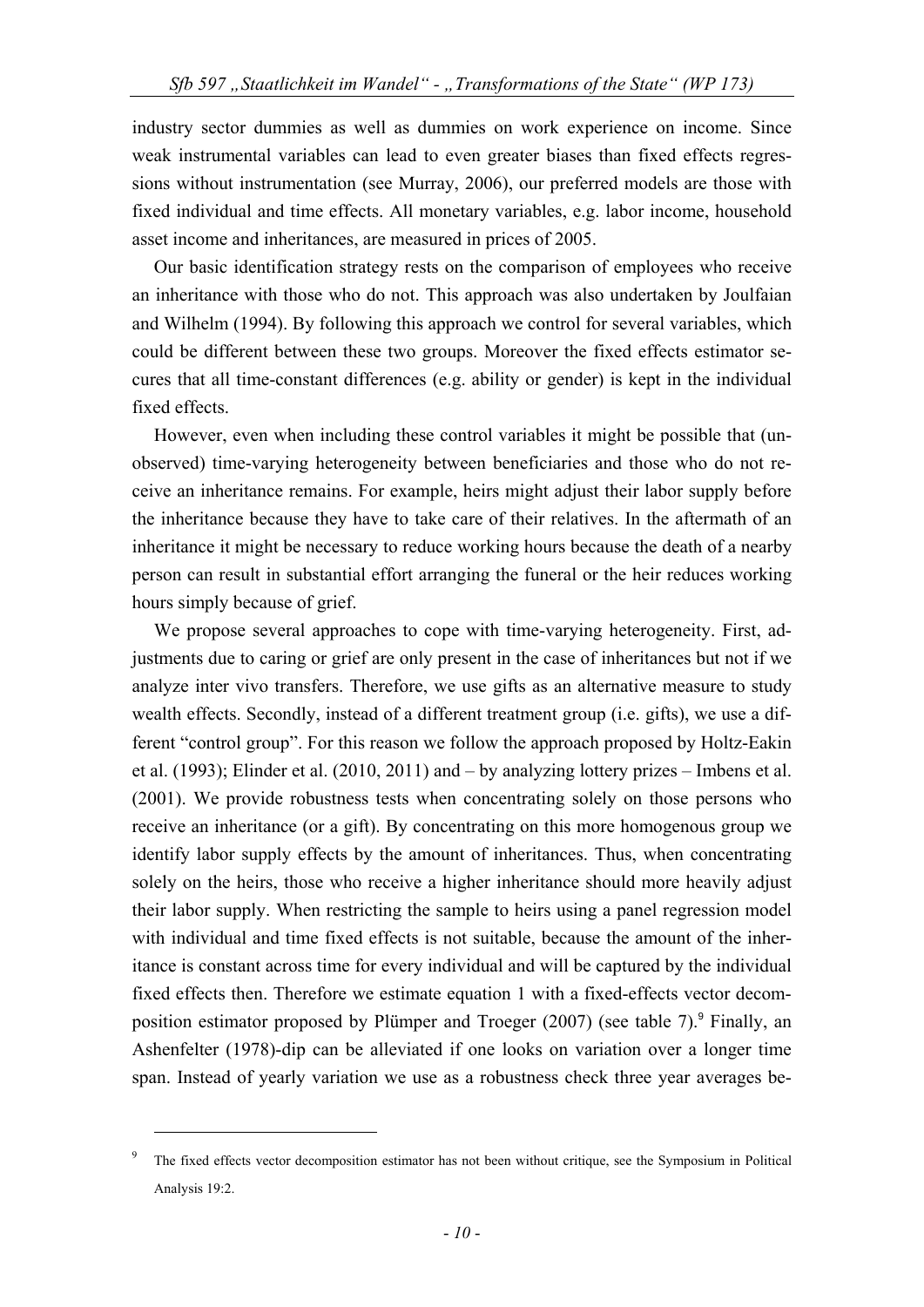industry sector dummies as well as dummies on work experience on income. Since weak instrumental variables can lead to even greater biases than fixed effects regressions without instrumentation (see Murray, 2006), our preferred models are those with fixed individual and time effects. All monetary variables, e.g. labor income, household asset income and inheritances, are measured in prices of 2005.

Our basic identification strategy rests on the comparison of employees who receive an inheritance with those who do not. This approach was also undertaken by Joulfaian and Wilhelm (1994). By following this approach we control for several variables, which could be different between these two groups. Moreover the fixed effects estimator secures that all time-constant differences (e.g. ability or gender) is kept in the individual fixed effects.

However, even when including these control variables it might be possible that (unobserved) time-varying heterogeneity between beneficiaries and those who do not receive an inheritance remains. For example, heirs might adjust their labor supply before the inheritance because they have to take care of their relatives. In the aftermath of an inheritance it might be necessary to reduce working hours because the death of a nearby person can result in substantial effort arranging the funeral or the heir reduces working hours simply because of grief.

We propose several approaches to cope with time-varying heterogeneity. First, adjustments due to caring or grief are only present in the case of inheritances but not if we analyze inter vivo transfers. Therefore, we use gifts as an alternative measure to study wealth effects. Secondly, instead of a different treatment group (i.e. gifts), we use a different "control group". For this reason we follow the approach proposed by Holtz-Eakin et al. (1993); Elinder et al. (2010, 2011) and – by analyzing lottery prizes – Imbens et al. (2001). We provide robustness tests when concentrating solely on those persons who receive an inheritance (or a gift). By concentrating on this more homogenous group we identify labor supply effects by the amount of inheritances. Thus, when concentrating solely on the heirs, those who receive a higher inheritance should more heavily adjust their labor supply. When restricting the sample to heirs using a panel regression model with individual and time fixed effects is not suitable, because the amount of the inheritance is constant across time for every individual and will be captured by the individual fixed effects then. Therefore we estimate equation 1 with a fixed-effects vector decomposition estimator proposed by Plümper and Troeger (2007) (see table 7).[9] Finally, an Ashenfelter (1978)-dip can be alleviated if one looks on variation over a longer time span. Instead of yearly variation we use as a robustness check three year averages be-

[9] The fixed effects vector decomposition estimator has not been without critique, see the Symposium in Political Analysis 19:2.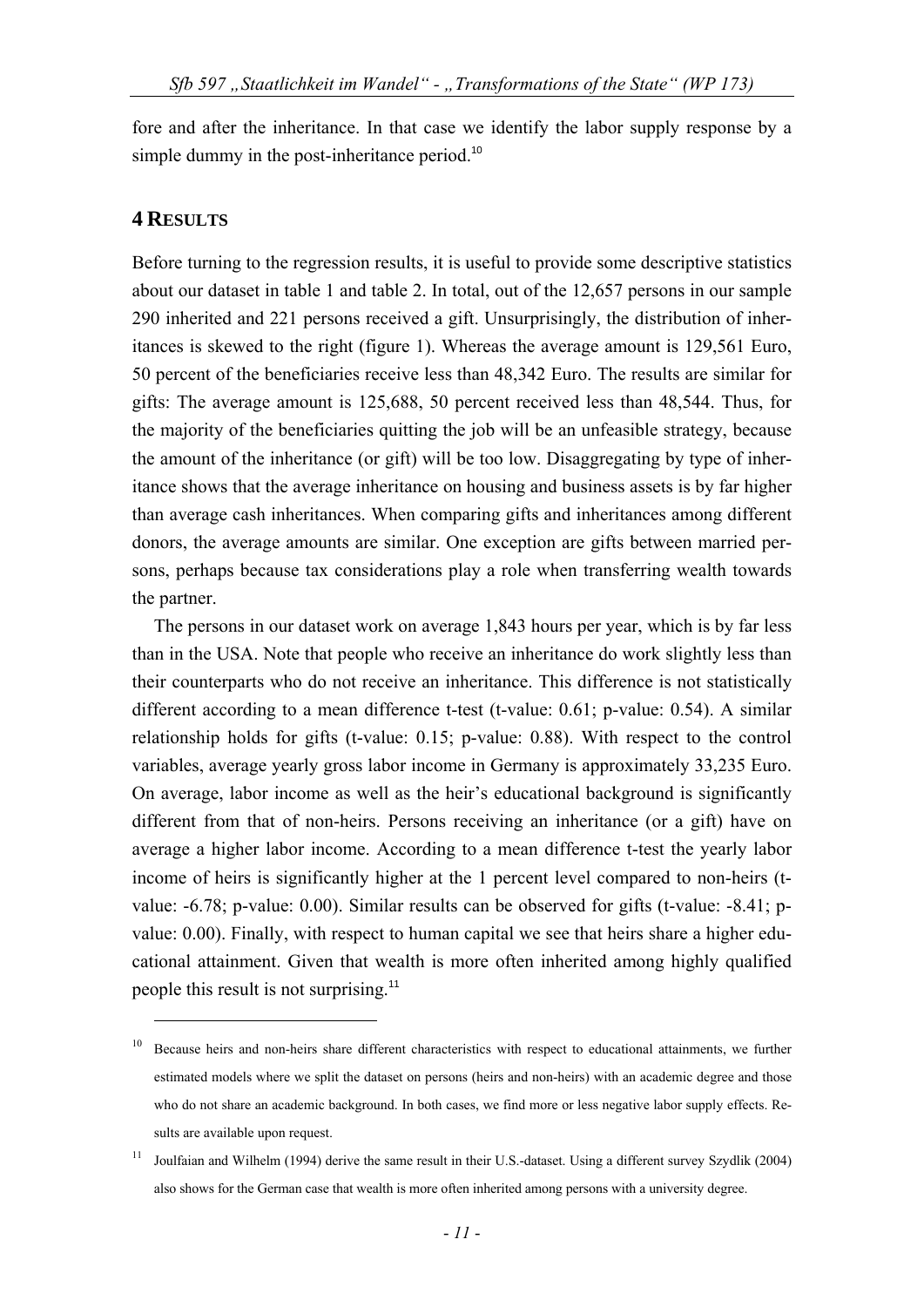fore and after the inheritance. In that case we identify the labor supply response by a simple dummy in the post-inheritance period.[10]

## 4 RESULTS

Before turning to the regression results, it is useful to provide some descriptive statistics about our dataset in table 1 and table 2. In total, out of the 12,657 persons in our sample 290 inherited and 221 persons received a gift. Unsurprisingly, the distribution of inheritances is skewed to the right (figure 1). Whereas the average amount is 129,561 Euro, 50 percent of the beneficiaries receive less than 48,342 Euro. The results are similar for gifts: The average amount is 125,688, 50 percent received less than 48,544. Thus, for the majority of the beneficiaries quitting the job will be an unfeasible strategy, because the amount of the inheritance (or gift) will be too low. Disaggregating by type of inheritance shows that the average inheritance on housing and business assets is by far higher than average cash inheritances. When comparing gifts and inheritances among different donors, the average amounts are similar. One exception are gifts between married persons, perhaps because tax considerations play a role when transferring wealth towards the partner.

The persons in our dataset work on average 1,843 hours per year, which is by far less than in the USA. Note that people who receive an inheritance do work slightly less than their counterparts who do not receive an inheritance. This difference is not statistically different according to a mean difference t-test (t-value: 0.61; p-value: 0.54). A similar relationship holds for gifts (t-value: 0.15; p-value: 0.88). With respect to the control variables, average yearly gross labor income in Germany is approximately 33,235 Euro. On average, labor income as well as the heir's educational background is significantly different from that of non-heirs. Persons receiving an inheritance (or a gift) have on average a higher labor income. According to a mean difference t-test the yearly labor income of heirs is significantly higher at the 1 percent level compared to non-heirs (t-value: -6.78; p-value: 0.00). Similar results can be observed for gifts (t-value: -8.41; p-value: 0.00). Finally, with respect to human capital we see that heirs share a higher educational attainment. Given that wealth is more often inherited among highly qualified people this result is not surprising.[11]

---

[10] Because heirs and non-heirs share different characteristics with respect to educational attainments, we further estimated models where we split the dataset on persons (heirs and non-heirs) with an academic degree and those who do not share an academic background. In both cases, we find more or less negative labor supply effects. Results are available upon request.

[11] Joulfaian and Wilhelm (1994) derive the same result in their U.S.-dataset. Using a different survey Szydlik (2004) also shows for the German case that wealth is more often inherited among persons with a university degree.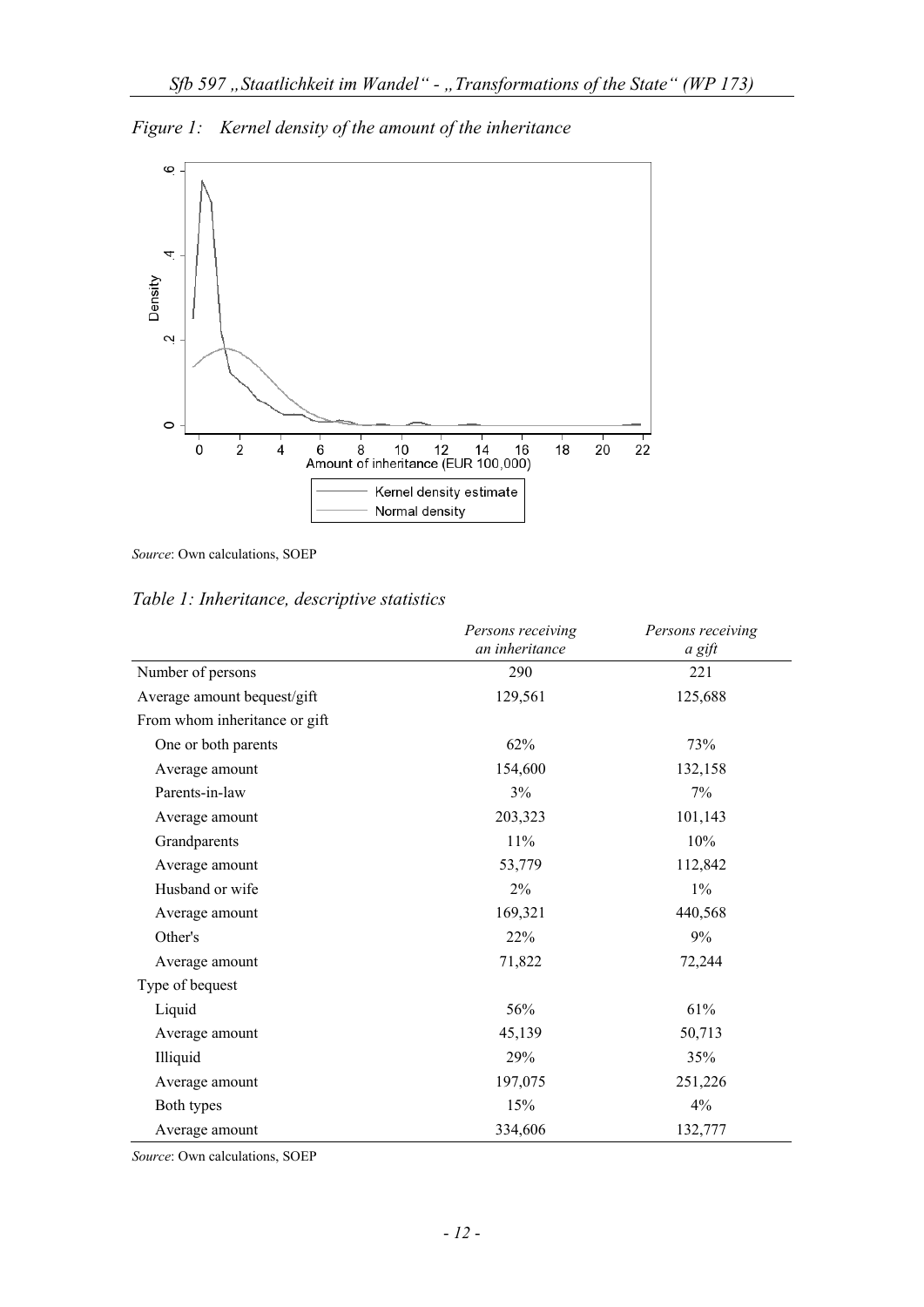*Figure 1: Kernel density of the amount of the inheritance*

*Source*: Own calculations, SOEP

*Table 1: Inheritance, descriptive statistics*

| | *Persons receiving an inheritance* | *Persons receiving a gift* |
|---|---|---|
| Number of persons | 290 | 221 |
| Average amount bequest/gift | 129,561 | 125,688 |
| From whom inheritance or gift | | |
| One or both parents | 62% | 73% |
| Average amount | 154,600 | 132,158 |
| Parents-in-law | 3% | 7% |
| Average amount | 203,323 | 101,143 |
| Grandparents | 11% | 10% |
| Average amount | 53,779 | 112,842 |
| Husband or wife | 2% | 1% |
| Average amount | 169,321 | 440,568 |
| Other's | 22% | 9% |
| Average amount | 71,822 | 72,244 |
| Type of bequest | | |
| Liquid | 56% | 61% |
| Average amount | 45,139 | 50,713 |
| Illiquid | 29% | 35% |
| Average amount | 197,075 | 251,226 |
| Both types | 15% | 4% |
| Average amount | 334,606 | 132,777 |

*Source*: Own calculations, SOEP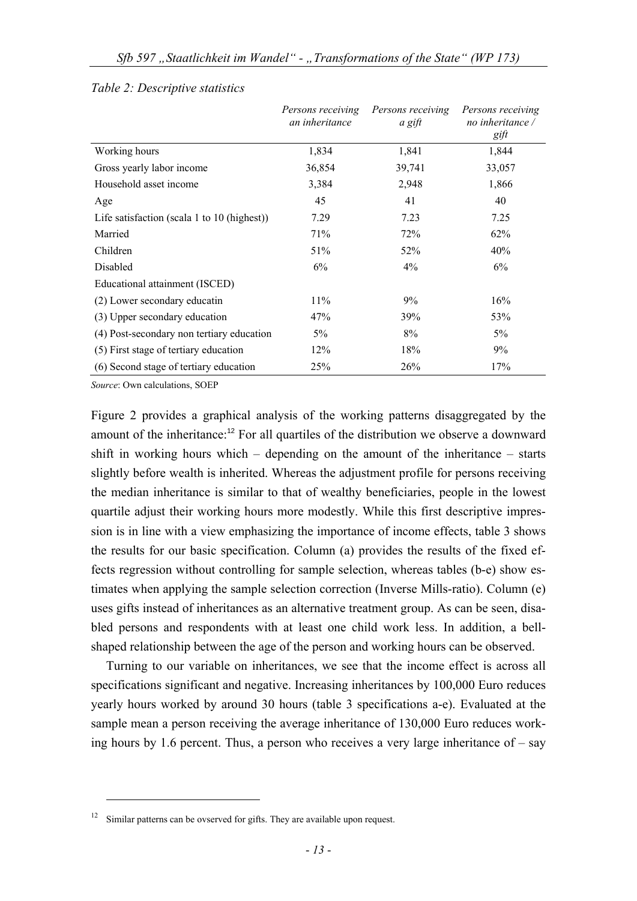*Table 2: Descriptive statistics*

| | *Persons receiving an inheritance* | *Persons receiving a gift* | *Persons receiving no inheritance / gift* |
|---|---|---|---|
| Working hours | 1,834 | 1,841 | 1,844 |
| Gross yearly labor income | 36,854 | 39,741 | 33,057 |
| Household asset income | 3,384 | 2,948 | 1,866 |
| Age | 45 | 41 | 40 |
| Life satisfaction (scala 1 to 10 (highest)) | 7.29 | 7.23 | 7.25 |
| Married | 71% | 72% | 62% |
| Children | 51% | 52% | 40% |
| Disabled | 6% | 4% | 6% |
| Educational attainment (ISCED) | | | |
| (2) Lower secondary educatin | 11% | 9% | 16% |
| (3) Upper secondary education | 47% | 39% | 53% |
| (4) Post-secondary non tertiary education | 5% | 8% | 5% |
| (5) First stage of tertiary education | 12% | 18% | 9% |
| (6) Second stage of tertiary education | 25% | 26% | 17% |

*Source*: Own calculations, SOEP

Figure 2 provides a graphical analysis of the working patterns disaggregated by the amount of the inheritance:[12] For all quartiles of the distribution we observe a downward shift in working hours which – depending on the amount of the inheritance – starts slightly before wealth is inherited. Whereas the adjustment profile for persons receiving the median inheritance is similar to that of wealthy beneficiaries, people in the lowest quartile adjust their working hours more modestly. While this first descriptive impression is in line with a view emphasizing the importance of income effects, table 3 shows the results for our basic specification. Column (a) provides the results of the fixed effects regression without controlling for sample selection, whereas tables (b-e) show estimates when applying the sample selection correction (Inverse Mills-ratio). Column (e) uses gifts instead of inheritances as an alternative treatment group. As can be seen, disabled persons and respondents with at least one child work less. In addition, a bell-shaped relationship between the age of the person and working hours can be observed.

Turning to our variable on inheritances, we see that the income effect is across all specifications significant and negative. Increasing inheritances by 100,000 Euro reduces yearly hours worked by around 30 hours (table 3 specifications a-e). Evaluated at the sample mean a person receiving the average inheritance of 130,000 Euro reduces working hours by 1.6 percent. Thus, a person who receives a very large inheritance of – say

[12] Similar patterns can be ovserved for gifts. They are available upon request.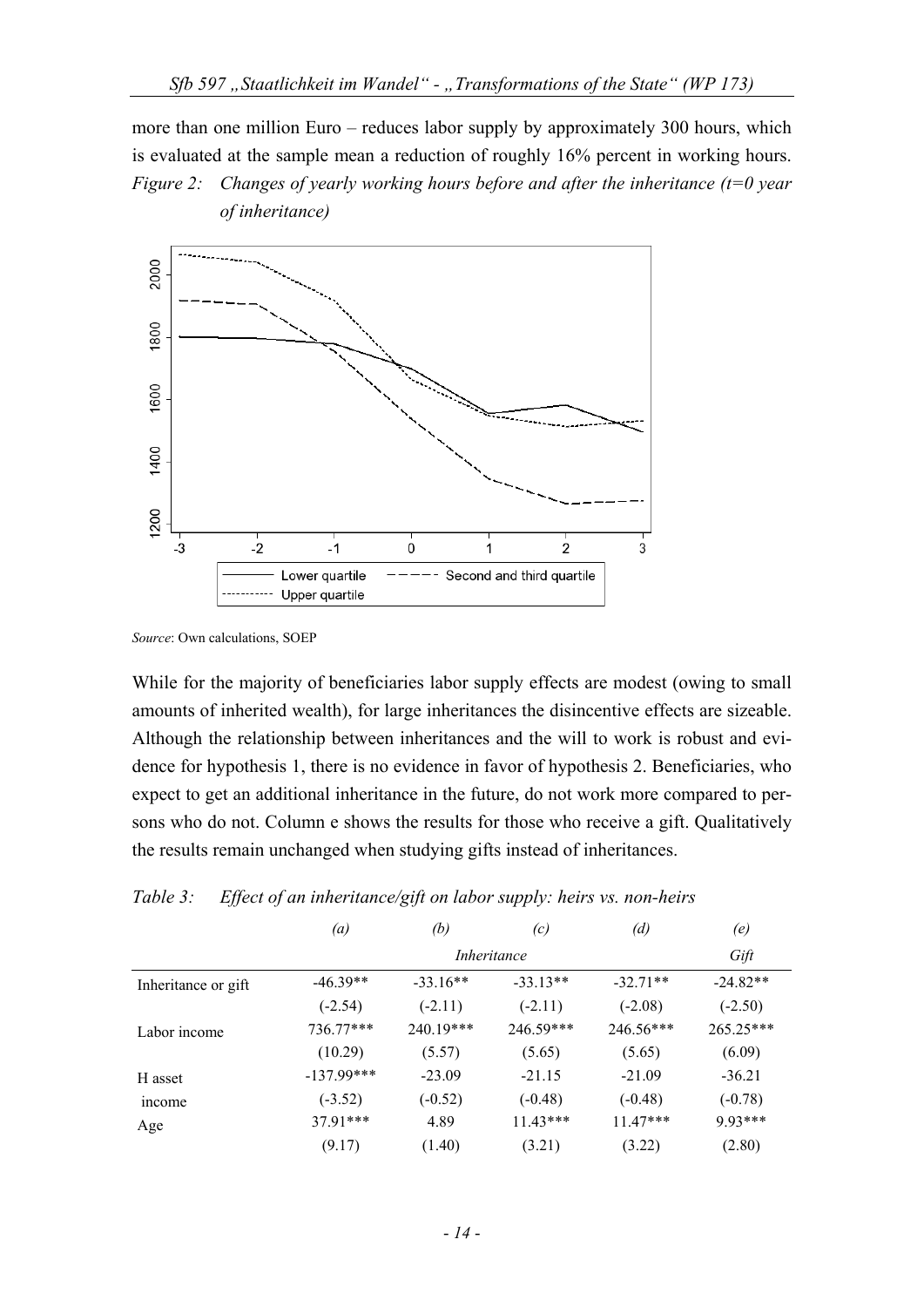more than one million Euro – reduces labor supply by approximately 300 hours, which is evaluated at the sample mean a reduction of roughly 16% percent in working hours.

*Figure 2: Changes of yearly working hours before and after the inheritance (t=0 year of inheritance)*

*Source*: Own calculations, SOEP

While for the majority of beneficiaries labor supply effects are modest (owing to small amounts of inherited wealth), for large inheritances the disincentive effects are sizeable. Although the relationship between inheritances and the will to work is robust and evidence for hypothesis 1, there is no evidence in favor of hypothesis 2. Beneficiaries, who expect to get an additional inheritance in the future, do not work more compared to persons who do not. Column e shows the results for those who receive a gift. Qualitatively the results remain unchanged when studying gifts instead of inheritances.

*Table 3: Effect of an inheritance/gift on labor supply: heirs vs. non-heirs*

| | *(a)* | *(b)* | *(c)* | *(d)* | *(e)* |
|---|---|---|---|---|---|
| | *Inheritance* | | | | *Gift* |
| Inheritance or gift | -46.39** | -33.16** | -33.13** | -32.71** | -24.82** |
| | (-2.54) | (-2.11) | (-2.11) | (-2.08) | (-2.50) |
| Labor income | 736.77*** | 240.19*** | 246.59*** | 246.56*** | 265.25*** |
| | (10.29) | (5.57) | (5.65) | (5.65) | (6.09) |
| H asset income | -137.99*** | -23.09 | -21.15 | -21.09 | -36.21 |
| | (-3.52) | (-0.52) | (-0.48) | (-0.48) | (-0.78) |
| Age | 37.91*** | 4.89 | 11.43*** | 11.47*** | 9.93*** |
| | (9.17) | (1.40) | (3.21) | (3.22) | (2.80) |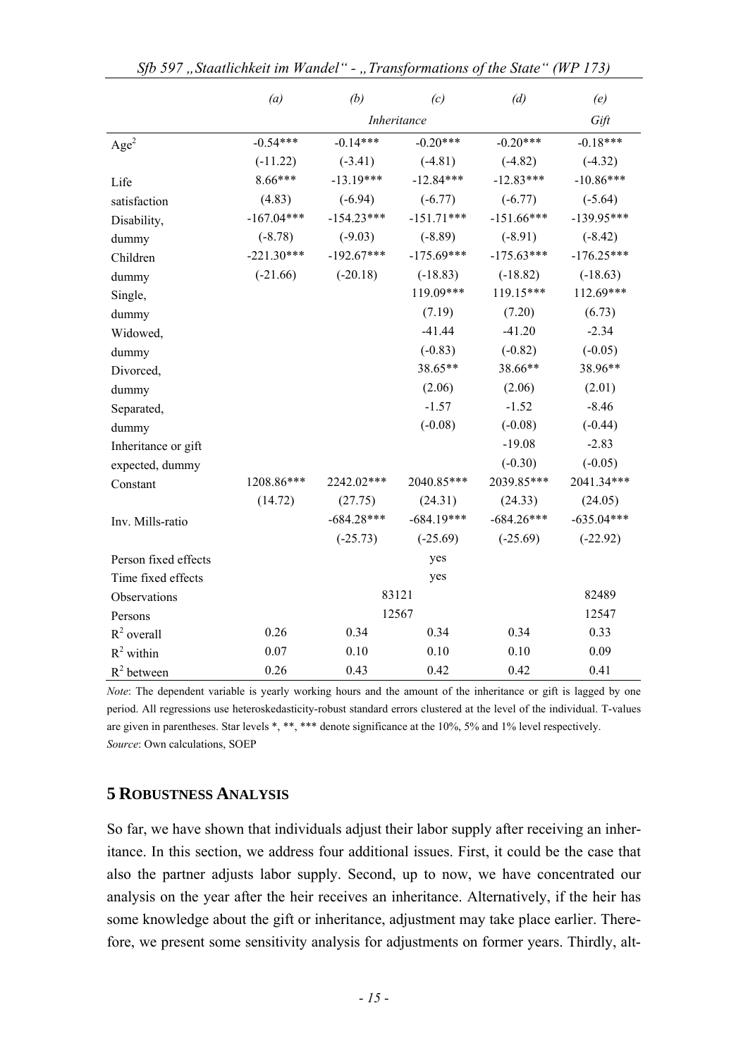| | (a) | (b) | (c) | (d) | (e) |
|---|---|---|---|---|---|
| | *Inheritance* | | | | *Gift* |
| $Age^2$ | -0.54*** | -0.14*** | -0.20*** | -0.20*** | -0.18*** |
| | (-11.22) | (-3.41) | (-4.81) | (-4.82) | (-4.32) |
| Life satisfaction | 8.66*** | -13.19*** | -12.84*** | -12.83*** | -10.86*** |
| | (4.83) | (-6.94) | (-6.77) | (-6.77) | (-5.64) |
| Disability, dummy | -167.04*** | -154.23*** | -151.71*** | -151.66*** | -139.95*** |
| | (-8.78) | (-9.03) | (-8.89) | (-8.91) | (-8.42) |
| Children dummy | -221.30*** | -192.67*** | -175.69*** | -175.63*** | -176.25*** |
| | (-21.66) | (-20.18) | (-18.83) | (-18.82) | (-18.63) |
| Single, dummy | | | 119.09*** | 119.15*** | 112.69*** |
| | | | (7.19) | (7.20) | (6.73) |
| Widowed, dummy | | | -41.44 | -41.20 | -2.34 |
| | | | (-0.83) | (-0.82) | (-0.05) |
| Divorced, dummy | | | 38.65** | 38.66** | 38.96** |
| | | | (2.06) | (2.06) | (2.01) |
| Separated, dummy | | | -1.57 | -1.52 | -8.46 |
| | | | (-0.08) | (-0.08) | (-0.44) |
| Inheritance or gift expected, dummy | | | | -19.08 | -2.83 |
| | | | | (-0.30) | (-0.05) |
| Constant | 1208.86*** | 2242.02*** | 2040.85*** | 2039.85*** | 2041.34*** |
| | (14.72) | (27.75) | (24.31) | (24.33) | (24.05) |
| Inv. Mills-ratio | | -684.28*** | -684.19*** | -684.26*** | -635.04*** |
| | | (-25.73) | (-25.69) | (-25.69) | (-22.92) |
| Person fixed effects | | | yes | | |
| Time fixed effects | | | yes | | |
| Observations | | 83121 | | | 82489 |
| Persons | | 12567 | | | 12547 |
| $R^2$ overall | 0.26 | 0.34 | 0.34 | 0.34 | 0.33 |
| $R^2$ within | 0.07 | 0.10 | 0.10 | 0.10 | 0.09 |
| $R^2$ between | 0.26 | 0.43 | 0.42 | 0.42 | 0.41 |

*Note*: The dependent variable is yearly working hours and the amount of the inheritance or gift is lagged by one period. All regressions use heteroskedasticity-robust standard errors clustered at the level of the individual. T-values are given in parentheses. Star levels *, **, *** denote significance at the 10%, 5% and 1% level respectively.
*Source*: Own calculations, SOEP

## 5 Robustness Analysis

So far, we have shown that individuals adjust their labor supply after receiving an inheritance. In this section, we address four additional issues. First, it could be the case that also the partner adjusts labor supply. Second, up to now, we have concentrated our analysis on the year after the heir receives an inheritance. Alternatively, if the heir has some knowledge about the gift or inheritance, adjustment may take place earlier. Therefore, we present some sensitivity analysis for adjustments on former years. Thirdly, alt-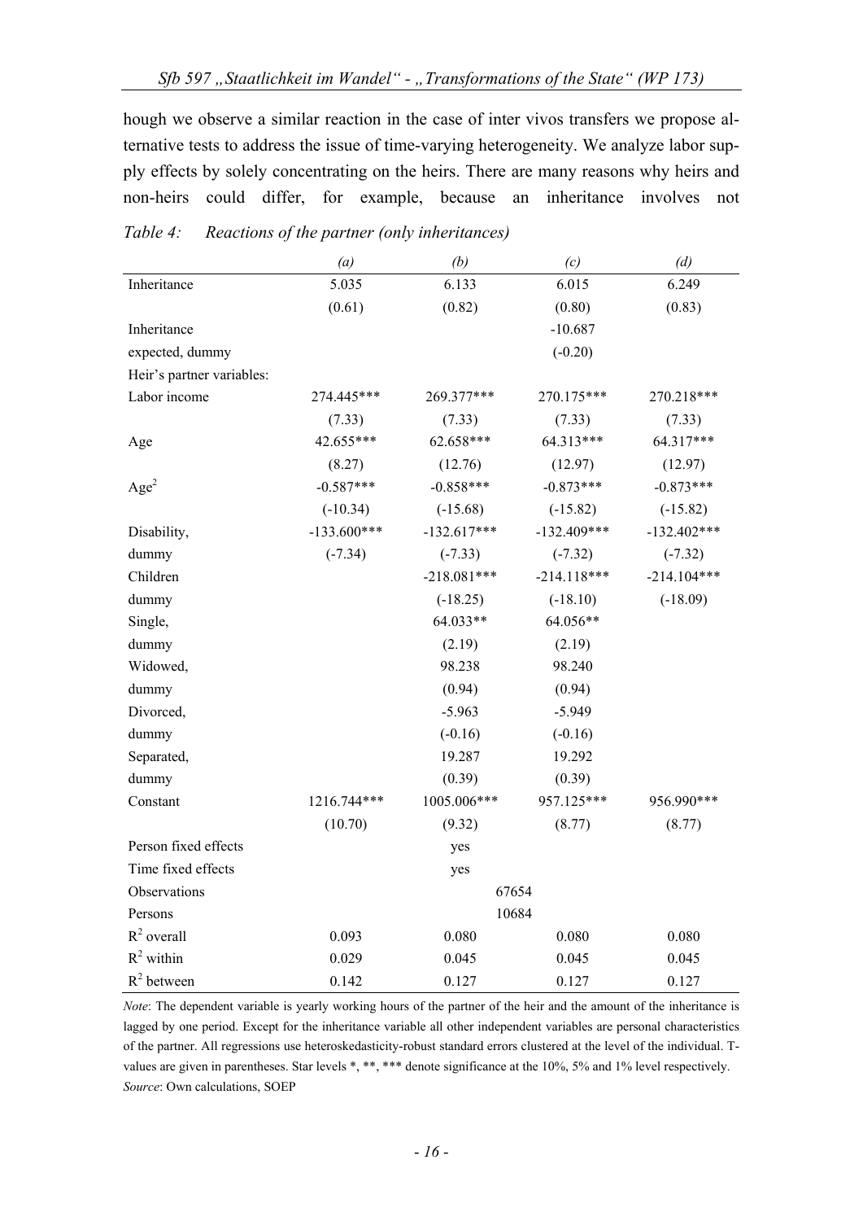hough we observe a similar reaction in the case of inter vivos transfers we propose alternative tests to address the issue of time-varying heterogeneity. We analyze labor supply effects by solely concentrating on the heirs. There are many reasons why heirs and non-heirs could differ, for example, because an inheritance involves not

*Table 4: Reactions of the partner (only inheritances)*

| | *(a)* | *(b)* | *(c)* | *(d)* |
|---|---|---|---|---|
| Inheritance | 5.035 | 6.133 | 6.015 | 6.249 |
| | (0.61) | (0.82) | (0.80) | (0.83) |
| Inheritance expected, dummy | | | -10.687 | |
| | | | (-0.20) | |
| Heir's partner variables: | | | | |
| Labor income | 274.445*** | 269.377*** | 270.175*** | 270.218*** |
| | (7.33) | (7.33) | (7.33) | (7.33) |
| Age | 42.655*** | 62.658*** | 64.313*** | 64.317*** |
| | (8.27) | (12.76) | (12.97) | (12.97) |
| Age$^2$ | -0.587*** | -0.858*** | -0.873*** | -0.873*** |
| | (-10.34) | (-15.68) | (-15.82) | (-15.82) |
| Disability, dummy | -133.600*** | -132.617*** | -132.409*** | -132.402*** |
| | (-7.34) | (-7.33) | (-7.32) | (-7.32) |
| Children dummy | | -218.081*** | -214.118*** | -214.104*** |
| | | (-18.25) | (-18.10) | (-18.09) |
| Single, dummy | | 64.033** | 64.056** | |
| | | (2.19) | (2.19) | |
| Widowed, dummy | | 98.238 | 98.240 | |
| | | (0.94) | (0.94) | |
| Divorced, dummy | | -5.963 | -5.949 | |
| | | (-0.16) | (-0.16) | |
| Separated, dummy | | 19.287 | 19.292 | |
| | | (0.39) | (0.39) | |
| Constant | 1216.744*** | 1005.006*** | 957.125*** | 956.990*** |
| | (10.70) | (9.32) | (8.77) | (8.77) |
| Person fixed effects | | yes | | |
| Time fixed effects | | yes | | |
| Observations | | 67654 | | |
| Persons | | 10684 | | |
| $R^2$ overall | 0.093 | 0.080 | 0.080 | 0.080 |
| $R^2$ within | 0.029 | 0.045 | 0.045 | 0.045 |
| $R^2$ between | 0.142 | 0.127 | 0.127 | 0.127 |

*Note*: The dependent variable is yearly working hours of the partner of the heir and the amount of the inheritance is lagged by one period. Except for the inheritance variable all other independent variables are personal characteristics of the partner. All regressions use heteroskedasticity-robust standard errors clustered at the level of the individual. T-values are given in parentheses. Star levels *, **, *** denote significance at the 10%, 5% and 1% level respectively.
*Source*: Own calculations, SOEP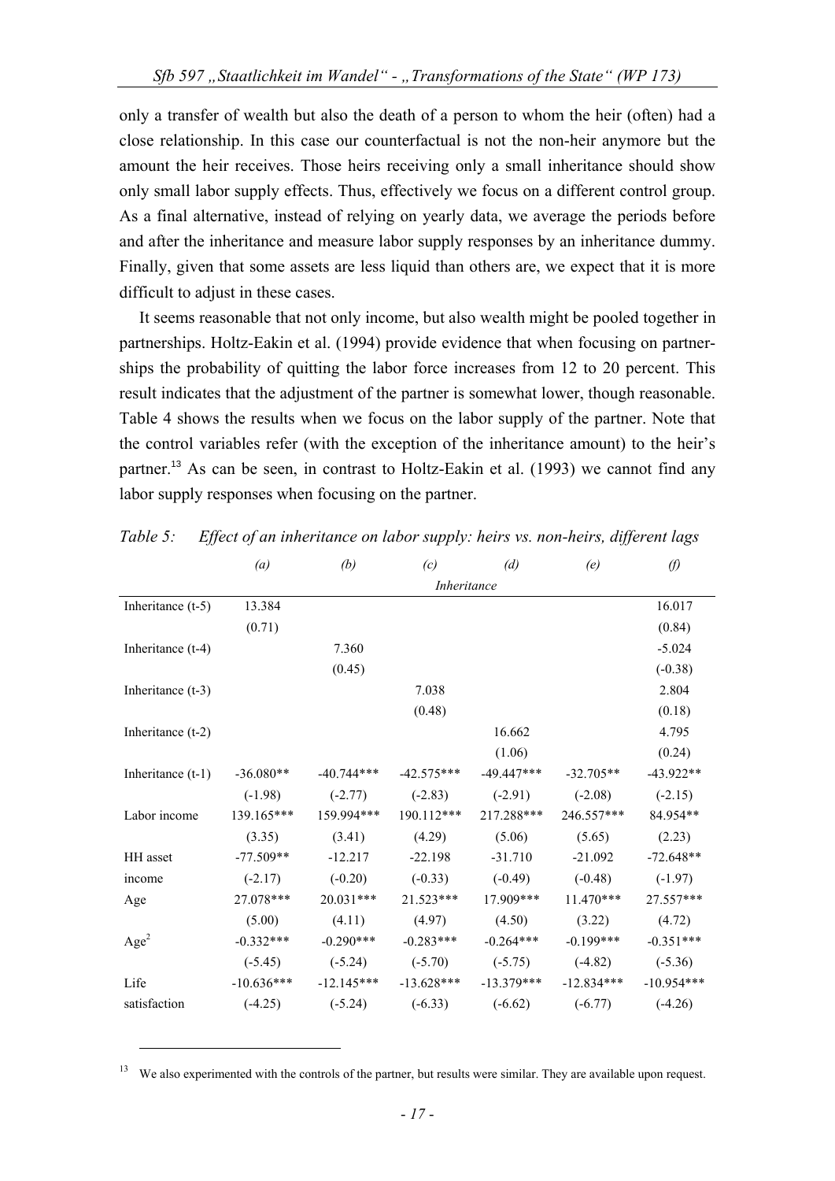only a transfer of wealth but also the death of a person to whom the heir (often) had a close relationship. In this case our counterfactual is not the non-heir anymore but the amount the heir receives. Those heirs receiving only a small inheritance should show only small labor supply effects. Thus, effectively we focus on a different control group. As a final alternative, instead of relying on yearly data, we average the periods before and after the inheritance and measure labor supply responses by an inheritance dummy. Finally, given that some assets are less liquid than others are, we expect that it is more difficult to adjust in these cases.

It seems reasonable that not only income, but also wealth might be pooled together in partnerships. Holtz-Eakin et al. (1994) provide evidence that when focusing on partnerships the probability of quitting the labor force increases from 12 to 20 percent. This result indicates that the adjustment of the partner is somewhat lower, though reasonable. Table 4 shows the results when we focus on the labor supply of the partner. Note that the control variables refer (with the exception of the inheritance amount) to the heir's partner.[13] As can be seen, in contrast to Holtz-Eakin et al. (1993) we cannot find any labor supply responses when focusing on the partner.

*Table 5: Effect of an inheritance on labor supply: heirs vs. non-heirs, different lags*

| | *(a)* | *(b)* | *(c)* | *(d)* | *(e)* | *(f)* |
|---|---|---|---|---|---|---|
| | | | *Inheritance* | | | |
| Inheritance (t-5) | 13.384 | | | | | 16.017 |
| | (0.71) | | | | | (0.84) |
| Inheritance (t-4) | | 7.360 | | | | -5.024 |
| | | (0.45) | | | | (-0.38) |
| Inheritance (t-3) | | | 7.038 | | | 2.804 |
| | | | (0.48) | | | (0.18) |
| Inheritance (t-2) | | | | 16.662 | | 4.795 |
| | | | | (1.06) | | (0.24) |
| Inheritance (t-1) | -36.080** | -40.744*** | -42.575*** | -49.447*** | -32.705** | -43.922** |
| | (-1.98) | (-2.77) | (-2.83) | (-2.91) | (-2.08) | (-2.15) |
| Labor income | 139.165*** | 159.994*** | 190.112*** | 217.288*** | 246.557*** | 84.954** |
| | (3.35) | (3.41) | (4.29) | (5.06) | (5.65) | (2.23) |
| HH asset income | -77.509** | -12.217 | -22.198 | -31.710 | -21.092 | -72.648** |
| | (-2.17) | (-0.20) | (-0.33) | (-0.49) | (-0.48) | (-1.97) |
| Age | 27.078*** | 20.031*** | 21.523*** | 17.909*** | 11.470*** | 27.557*** |
| | (5.00) | (4.11) | (4.97) | (4.50) | (3.22) | (4.72) |
| $Age^2$ | -0.332*** | -0.290*** | -0.283*** | -0.264*** | -0.199*** | -0.351*** |
| | (-5.45) | (-5.24) | (-5.70) | (-5.75) | (-4.82) | (-5.36) |
| Life satisfaction | -10.636*** | -12.145*** | -13.628*** | -13.379*** | -12.834*** | -10.954*** |
| | (-4.25) | (-5.24) | (-6.33) | (-6.62) | (-6.77) | (-4.26) |

[13] We also experimented with the controls of the partner, but results were similar. They are available upon request.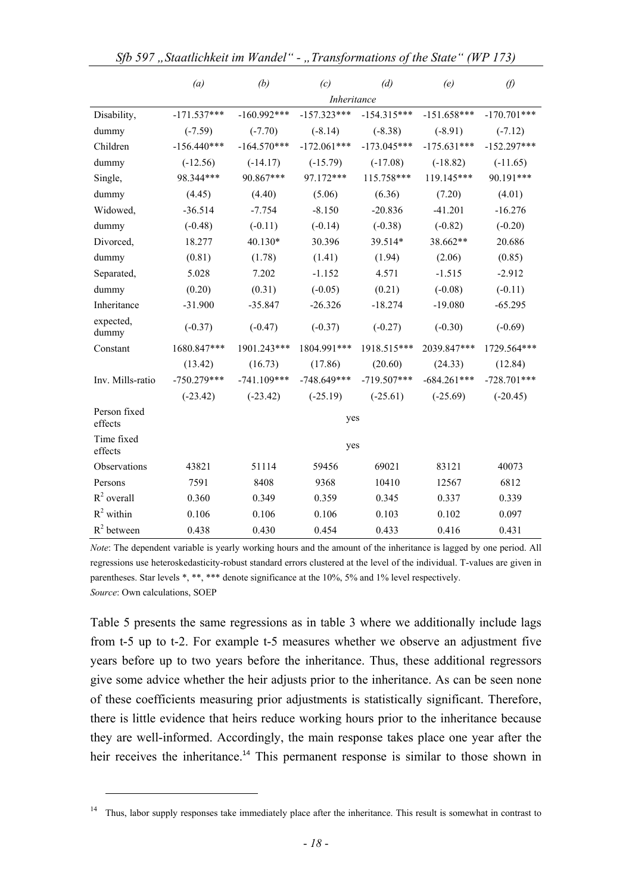| | (a) | (b) | (c) | (d) | (e) | (f) |
|---|---|---|---|---|---|---|
| | | | *Inheritance* | | | |
| Disability, | -171.537*** | -160.992*** | -157.323*** | -154.315*** | -151.658*** | -170.701*** |
| dummy | (-7.59) | (-7.70) | (-8.14) | (-8.38) | (-8.91) | (-7.12) |
| Children | -156.440*** | -164.570*** | -172.061*** | -173.045*** | -175.631*** | -152.297*** |
| dummy | (-12.56) | (-14.17) | (-15.79) | (-17.08) | (-18.82) | (-11.65) |
| Single, | 98.344*** | 90.867*** | 97.172*** | 115.758*** | 119.145*** | 90.191*** |
| dummy | (4.45) | (4.40) | (5.06) | (6.36) | (7.20) | (4.01) |
| Widowed, | -36.514 | -7.754 | -8.150 | -20.836 | -41.201 | -16.276 |
| dummy | (-0.48) | (-0.11) | (-0.14) | (-0.38) | (-0.82) | (-0.20) |
| Divorced, | 18.277 | 40.130* | 30.396 | 39.514* | 38.662** | 20.686 |
| dummy | (0.81) | (1.78) | (1.41) | (1.94) | (2.06) | (0.85) |
| Separated, | 5.028 | 7.202 | -1.152 | 4.571 | -1.515 | -2.912 |
| dummy | (0.20) | (0.31) | (-0.05) | (0.21) | (-0.08) | (-0.11) |
| Inheritance | -31.900 | -35.847 | -26.326 | -18.274 | -19.080 | -65.295 |
| expected, dummy | (-0.37) | (-0.47) | (-0.37) | (-0.27) | (-0.30) | (-0.69) |
| Constant | 1680.847*** | 1901.243*** | 1804.991*** | 1918.515*** | 2039.847*** | 1729.564*** |
| | (13.42) | (16.73) | (17.86) | (20.60) | (24.33) | (12.84) |
| Inv. Mills-ratio | -750.279*** | -741.109*** | -748.649*** | -719.507*** | -684.261*** | -728.701*** |
| | (-23.42) | (-23.42) | (-25.19) | (-25.61) | (-25.69) | (-20.45) |
| Person fixed effects | | | yes | | | |
| Time fixed effects | | | yes | | | |
| Observations | 43821 | 51114 | 59456 | 69021 | 83121 | 40073 |
| Persons | 7591 | 8408 | 9368 | 10410 | 12567 | 6812 |
| $R^2$ overall | 0.360 | 0.349 | 0.359 | 0.345 | 0.337 | 0.339 |
| $R^2$ within | 0.106 | 0.106 | 0.106 | 0.103 | 0.102 | 0.097 |
| $R^2$ between | 0.438 | 0.430 | 0.454 | 0.433 | 0.416 | 0.431 |

*Note*: The dependent variable is yearly working hours and the amount of the inheritance is lagged by one period. All regressions use heteroskedasticity-robust standard errors clustered at the level of the individual. T-values are given in parentheses. Star levels *, **, *** denote significance at the 10%, 5% and 1% level respectively.
*Source*: Own calculations, SOEP

Table 5 presents the same regressions as in table 3 where we additionally include lags from t-5 up to t-2. For example t-5 measures whether we observe an adjustment five years before up to two years before the inheritance. Thus, these additional regressors give some advice whether the heir adjusts prior to the inheritance. As can be seen none of these coefficients measuring prior adjustments is statistically significant. Therefore, there is little evidence that heirs reduce working hours prior to the inheritance because they are well-informed. Accordingly, the main response takes place one year after the heir receives the inheritance.[14] This permanent response is similar to those shown in

[14] Thus, labor supply responses take immediately place after the inheritance. This result is somewhat in contrast to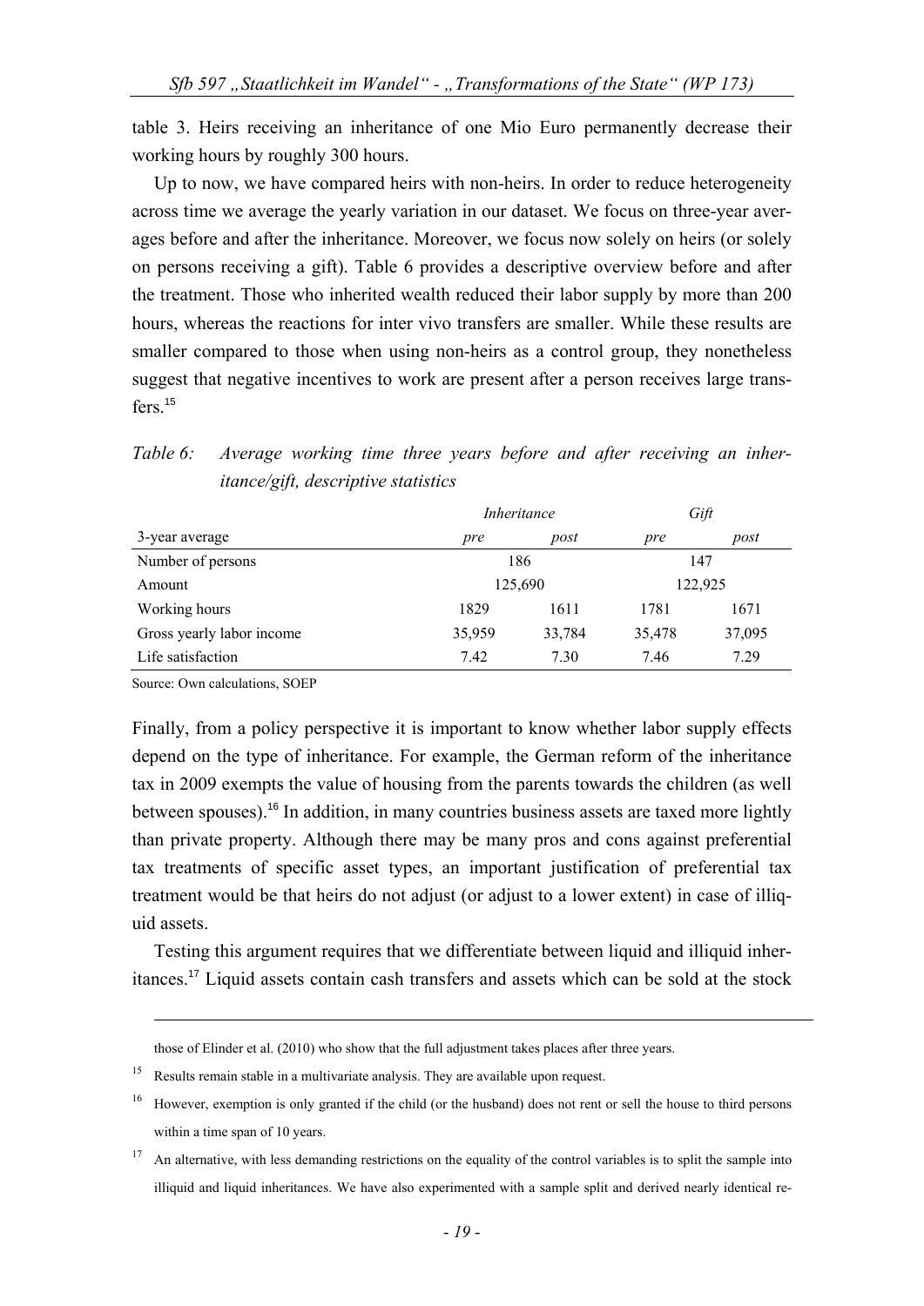table 3. Heirs receiving an inheritance of one Mio Euro permanently decrease their working hours by roughly 300 hours.

Up to now, we have compared heirs with non-heirs. In order to reduce heterogeneity across time we average the yearly variation in our dataset. We focus on three-year averages before and after the inheritance. Moreover, we focus now solely on heirs (or solely on persons receiving a gift). Table 6 provides a descriptive overview before and after the treatment. Those who inherited wealth reduced their labor supply by more than 200 hours, whereas the reactions for inter vivo transfers are smaller. While these results are smaller compared to those when using non-heirs as a control group, they nonetheless suggest that negative incentives to work are present after a person receives large transfers.[15]

*Table 6: Average working time three years before and after receiving an inheritance/gift, descriptive statistics*

| | *Inheritance* | | *Gift* | |
|---|---|---|---|---|
| 3-year average | *pre* | *post* | *pre* | *post* |
| Number of persons | 186 | | 147 | |
| Amount | 125,690 | | 122,925 | |
| Working hours | 1829 | 1611 | 1781 | 1671 |
| Gross yearly labor income | 35,959 | 33,784 | 35,478 | 37,095 |
| Life satisfaction | 7.42 | 7.30 | 7.46 | 7.29 |

Source: Own calculations, SOEP

Finally, from a policy perspective it is important to know whether labor supply effects depend on the type of inheritance. For example, the German reform of the inheritance tax in 2009 exempts the value of housing from the parents towards the children (as well between spouses).[16] In addition, in many countries business assets are taxed more lightly than private property. Although there may be many pros and cons against preferential tax treatments of specific asset types, an important justification of preferential tax treatment would be that heirs do not adjust (or adjust to a lower extent) in case of illiquid assets.

Testing this argument requires that we differentiate between liquid and illiquid inheritances.[17] Liquid assets contain cash transfers and assets which can be sold at the stock

---

those of Elinder et al. (2010) who show that the full adjustment takes places after three years.

[15] Results remain stable in a multivariate analysis. They are available upon request.

[16] However, exemption is only granted if the child (or the husband) does not rent or sell the house to third persons within a time span of 10 years.

[17] An alternative, with less demanding restrictions on the equality of the control variables is to split the sample into illiquid and liquid inheritances. We have also experimented with a sample split and derived nearly identical re-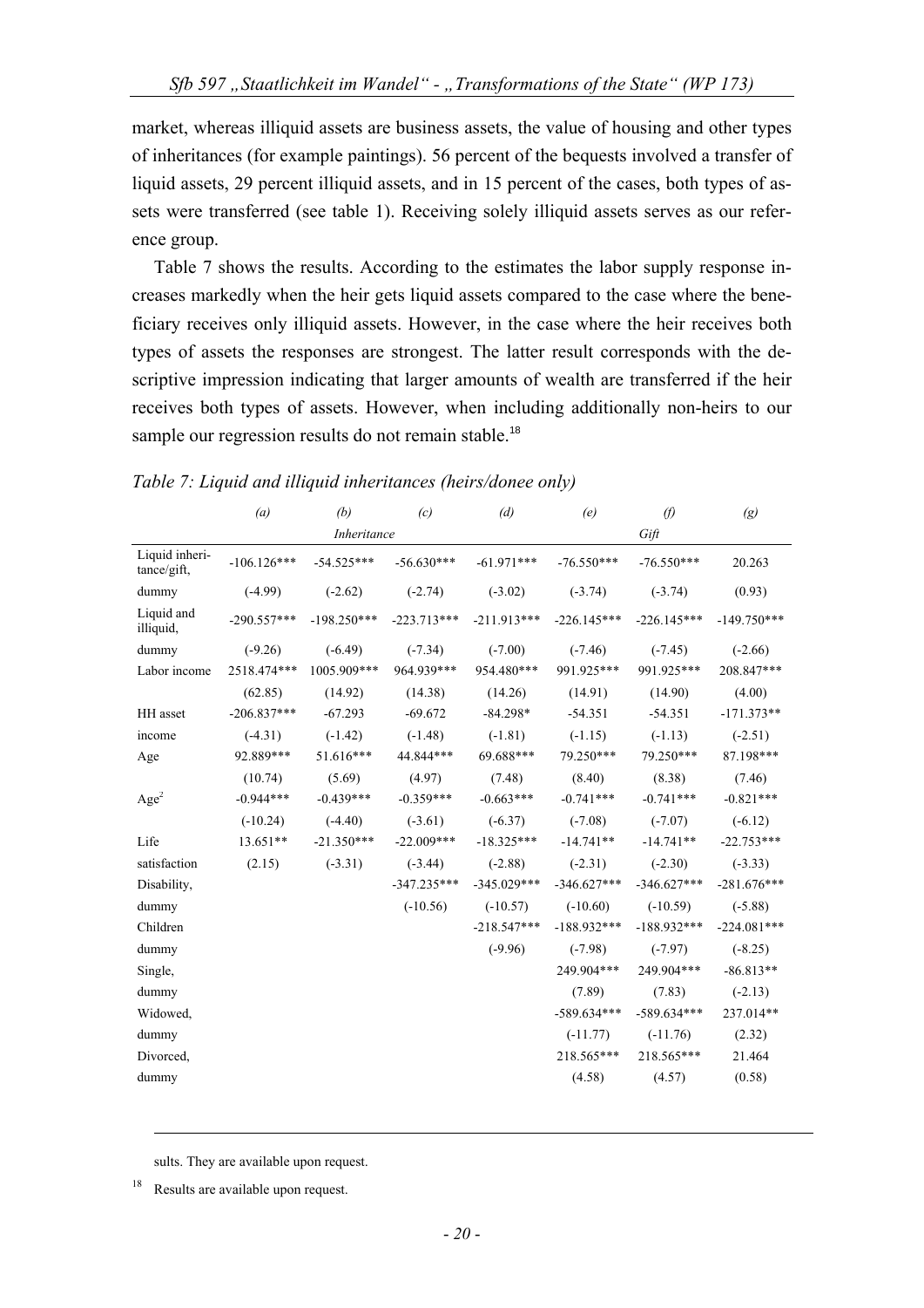market, whereas illiquid assets are business assets, the value of housing and other types of inheritances (for example paintings). 56 percent of the bequests involved a transfer of liquid assets, 29 percent illiquid assets, and in 15 percent of the cases, both types of assets were transferred (see table 1). Receiving solely illiquid assets serves as our reference group.

Table 7 shows the results. According to the estimates the labor supply response increases markedly when the heir gets liquid assets compared to the case where the beneficiary receives only illiquid assets. However, in the case where the heir receives both types of assets the responses are strongest. The latter result corresponds with the descriptive impression indicating that larger amounts of wealth are transferred if the heir receives both types of assets. However, when including additionally non-heirs to our sample our regression results do not remain stable.[18]

*Table 7: Liquid and illiquid inheritances (heirs/donee only)*

| | *(a)* | *(b)* | *(c)* | *(d)* | *(e)* | *(f)* | *(g)* |
|---|---|---|---|---|---|---|---|
| | | *Inheritance* | | | | *Gift* | |
| Liquid inheritance/gift, | -106.126*** | -54.525*** | -56.630*** | -61.971*** | -76.550*** | -76.550*** | 20.263 |
| dummy | (-4.99) | (-2.62) | (-2.74) | (-3.02) | (-3.74) | (-3.74) | (0.93) |
| Liquid and illiquid, | -290.557*** | -198.250*** | -223.713*** | -211.913*** | -226.145*** | -226.145*** | -149.750*** |
| dummy | (-9.26) | (-6.49) | (-7.34) | (-7.00) | (-7.46) | (-7.45) | (-2.66) |
| Labor income | 2518.474*** | 1005.909*** | 964.939*** | 954.480*** | 991.925*** | 991.925*** | 208.847*** |
| | (62.85) | (14.92) | (14.38) | (14.26) | (14.91) | (14.90) | (4.00) |
| HH asset | -206.837*** | -67.293 | -69.672 | -84.298* | -54.351 | -54.351 | -171.373** |
| income | (-4.31) | (-1.42) | (-1.48) | (-1.81) | (-1.15) | (-1.13) | (-2.51) |
| Age | 92.889*** | 51.616*** | 44.844*** | 69.688*** | 79.250*** | 79.250*** | 87.198*** |
| | (10.74) | (5.69) | (4.97) | (7.48) | (8.40) | (8.38) | (7.46) |
| $Age^2$ | -0.944*** | -0.439*** | -0.359*** | -0.663*** | -0.741*** | -0.741*** | -0.821*** |
| | (-10.24) | (-4.40) | (-3.61) | (-6.37) | (-7.08) | (-7.07) | (-6.12) |
| Life | 13.651** | -21.350*** | -22.009*** | -18.325*** | -14.741** | -14.741** | -22.753*** |
| satisfaction | (2.15) | (-3.31) | (-3.44) | (-2.88) | (-2.31) | (-2.30) | (-3.33) |
| Disability, | | | -347.235*** | -345.029*** | -346.627*** | -346.627*** | -281.676*** |
| dummy | | | (-10.56) | (-10.57) | (-10.60) | (-10.59) | (-5.88) |
| Children | | | | -218.547*** | -188.932*** | -188.932*** | -224.081*** |
| dummy | | | | (-9.96) | (-7.98) | (-7.97) | (-8.25) |
| Single, | | | | | 249.904*** | 249.904*** | -86.813** |
| dummy | | | | | (7.89) | (7.83) | (-2.13) |
| Widowed, | | | | | -589.634*** | -589.634*** | 237.014** |
| dummy | | | | | (-11.77) | (-11.76) | (2.32) |
| Divorced, | | | | | 218.565*** | 218.565*** | 21.464 |
| dummy | | | | | (4.58) | (4.57) | (0.58) |

sults. They are available upon request.

[18] Results are available upon request.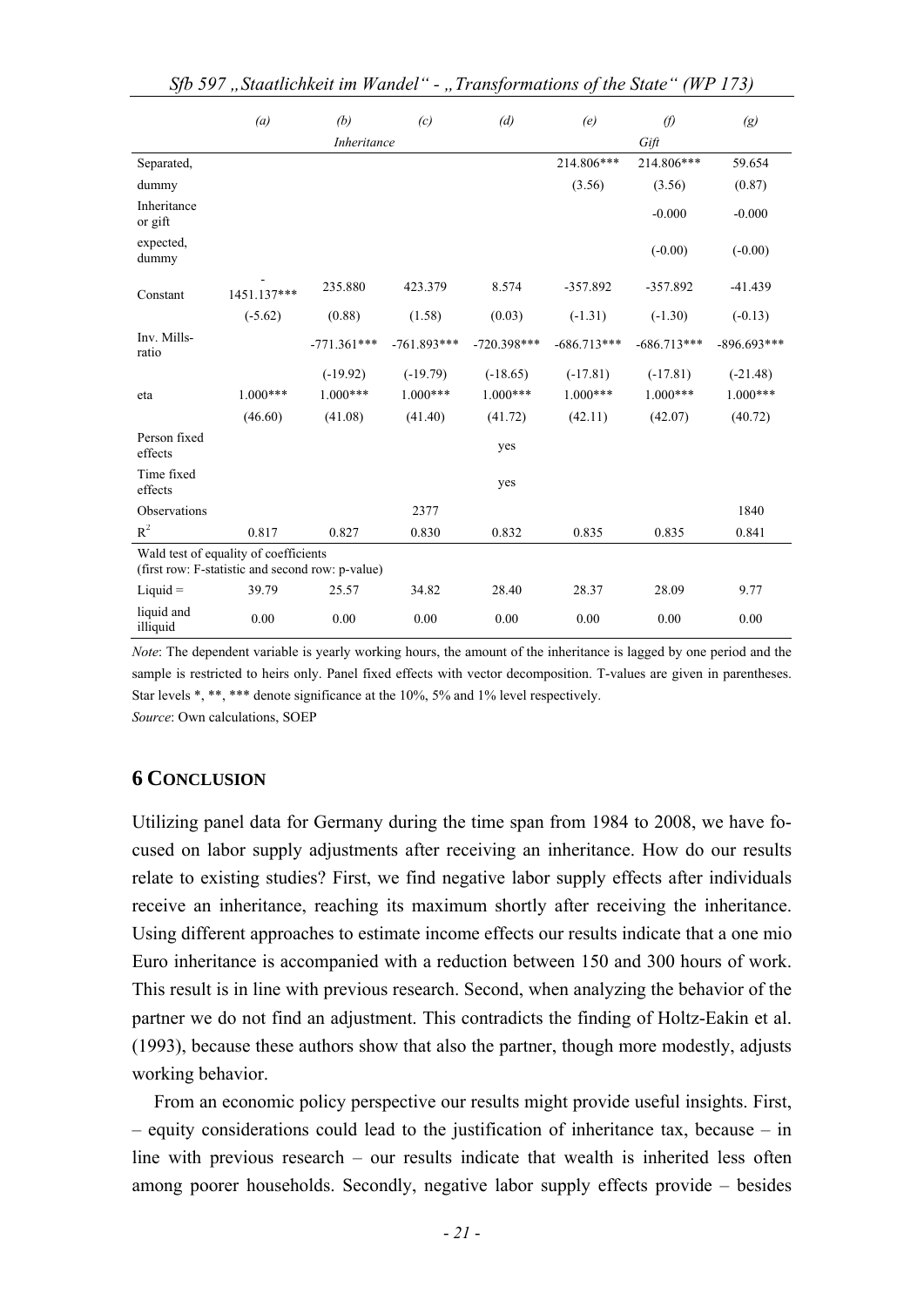| | (a) | (b) | (c) | (d) | (e) | (f) | (g) |
|---|---|---|---|---|---|---|---|
| | | Inheritance | | | | Gift | |
| Separated, | | | | | 214.806*** | 214.806*** | 59.654 |
| dummy | | | | | (3.56) | (3.56) | (0.87) |
| Inheritance or gift | | | | | | -0.000 | -0.000 |
| expected, dummy | | | | | | (-0.00) | (-0.00) |
| Constant | -1451.137*** | 235.880 | 423.379 | 8.574 | -357.892 | -357.892 | -41.439 |
| | (-5.62) | (0.88) | (1.58) | (0.03) | (-1.31) | (-1.30) | (-0.13) |
| Inv. Mills-ratio | | -771.361*** | -761.893*** | -720.398*** | -686.713*** | -686.713*** | -896.693*** |
| | | (-19.92) | (-19.79) | (-18.65) | (-17.81) | (-17.81) | (-21.48) |
| eta | 1.000*** | 1.000*** | 1.000*** | 1.000*** | 1.000*** | 1.000*** | 1.000*** |
| | (46.60) | (41.08) | (41.40) | (41.72) | (42.11) | (42.07) | (40.72) |
| Person fixed effects | | | | yes | | | |
| Time fixed effects | | | | yes | | | |
| Observations | | | 2377 | | | | 1840 |
| $R^2$ | 0.817 | 0.827 | 0.830 | 0.832 | 0.835 | 0.835 | 0.841 |
| Wald test of equality of coefficients (first row: F-statistic and second row: p-value) | | | | | | | |
| Liquid = | 39.79 | 25.57 | 34.82 | 28.40 | 28.37 | 28.09 | 9.77 |
| liquid and illiquid | 0.00 | 0.00 | 0.00 | 0.00 | 0.00 | 0.00 | 0.00 |

*Note*: The dependent variable is yearly working hours, the amount of the inheritance is lagged by one period and the sample is restricted to heirs only. Panel fixed effects with vector decomposition. T-values are given in parentheses. Star levels *, **, *** denote significance at the 10%, 5% and 1% level respectively.

*Source*: Own calculations, SOEP

## 6 Conclusion

Utilizing panel data for Germany during the time span from 1984 to 2008, we have focused on labor supply adjustments after receiving an inheritance. How do our results relate to existing studies? First, we find negative labor supply effects after individuals receive an inheritance, reaching its maximum shortly after receiving the inheritance. Using different approaches to estimate income effects our results indicate that a one mio Euro inheritance is accompanied with a reduction between 150 and 300 hours of work. This result is in line with previous research. Second, when analyzing the behavior of the partner we do not find an adjustment. This contradicts the finding of Holtz-Eakin et al. (1993), because these authors show that also the partner, though more modestly, adjusts working behavior.

From an economic policy perspective our results might provide useful insights. First, – equity considerations could lead to the justification of inheritance tax, because – in line with previous research – our results indicate that wealth is inherited less often among poorer households. Secondly, negative labor supply effects provide – besides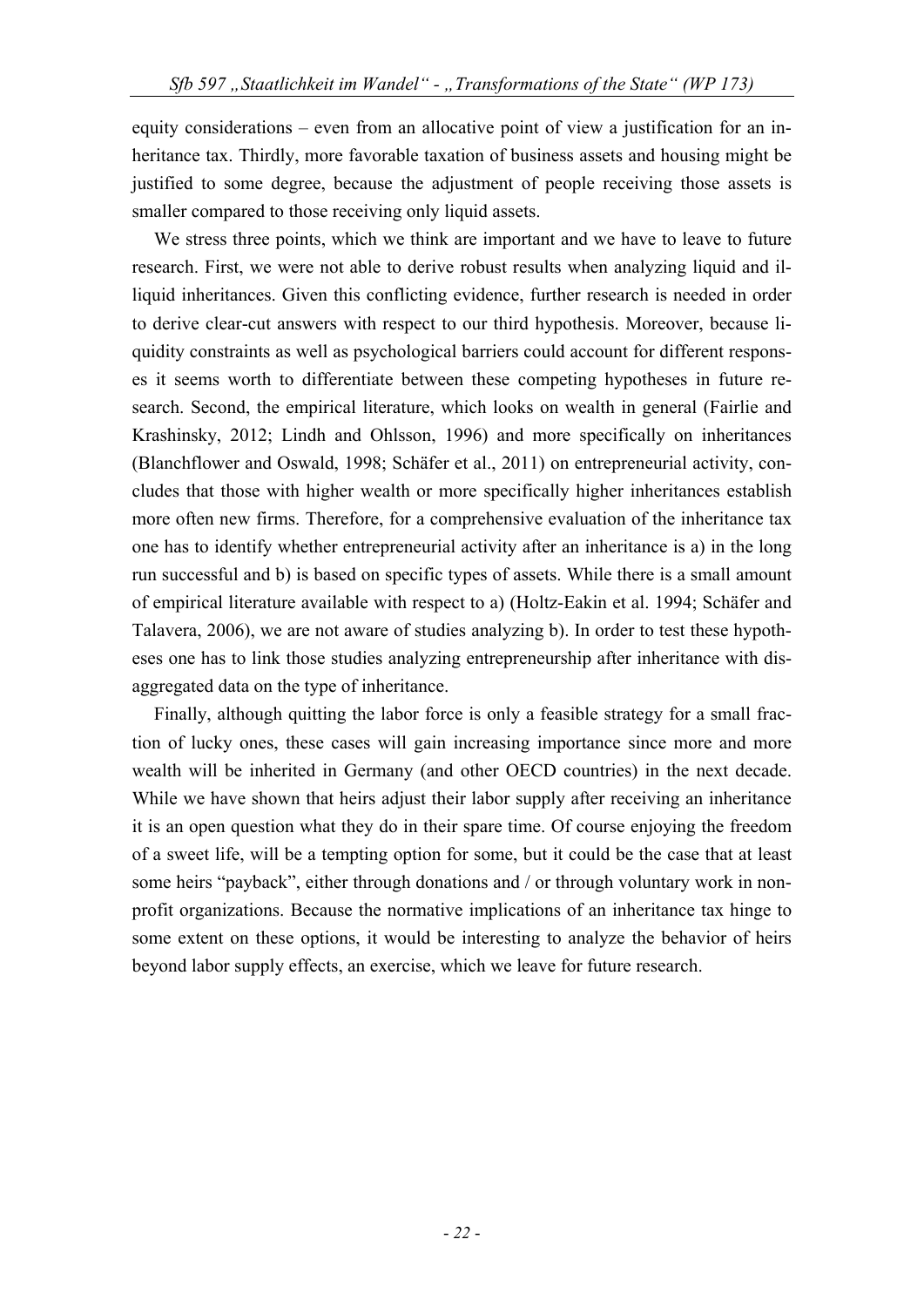equity considerations – even from an allocative point of view a justification for an inheritance tax. Thirdly, more favorable taxation of business assets and housing might be justified to some degree, because the adjustment of people receiving those assets is smaller compared to those receiving only liquid assets.

We stress three points, which we think are important and we have to leave to future research. First, we were not able to derive robust results when analyzing liquid and illiquid inheritances. Given this conflicting evidence, further research is needed in order to derive clear-cut answers with respect to our third hypothesis. Moreover, because liquidity constraints as well as psychological barriers could account for different responses it seems worth to differentiate between these competing hypotheses in future research. Second, the empirical literature, which looks on wealth in general (Fairlie and Krashinsky, 2012; Lindh and Ohlsson, 1996) and more specifically on inheritances (Blanchflower and Oswald, 1998; Schäfer et al., 2011) on entrepreneurial activity, concludes that those with higher wealth or more specifically higher inheritances establish more often new firms. Therefore, for a comprehensive evaluation of the inheritance tax one has to identify whether entrepreneurial activity after an inheritance is a) in the long run successful and b) is based on specific types of assets. While there is a small amount of empirical literature available with respect to a) (Holtz-Eakin et al. 1994; Schäfer and Talavera, 2006), we are not aware of studies analyzing b). In order to test these hypotheses one has to link those studies analyzing entrepreneurship after inheritance with disaggregated data on the type of inheritance.

Finally, although quitting the labor force is only a feasible strategy for a small fraction of lucky ones, these cases will gain increasing importance since more and more wealth will be inherited in Germany (and other OECD countries) in the next decade. While we have shown that heirs adjust their labor supply after receiving an inheritance it is an open question what they do in their spare time. Of course enjoying the freedom of a sweet life, will be a tempting option for some, but it could be the case that at least some heirs "payback", either through donations and / or through voluntary work in nonprofit organizations. Because the normative implications of an inheritance tax hinge to some extent on these options, it would be interesting to analyze the behavior of heirs beyond labor supply effects, an exercise, which we leave for future research.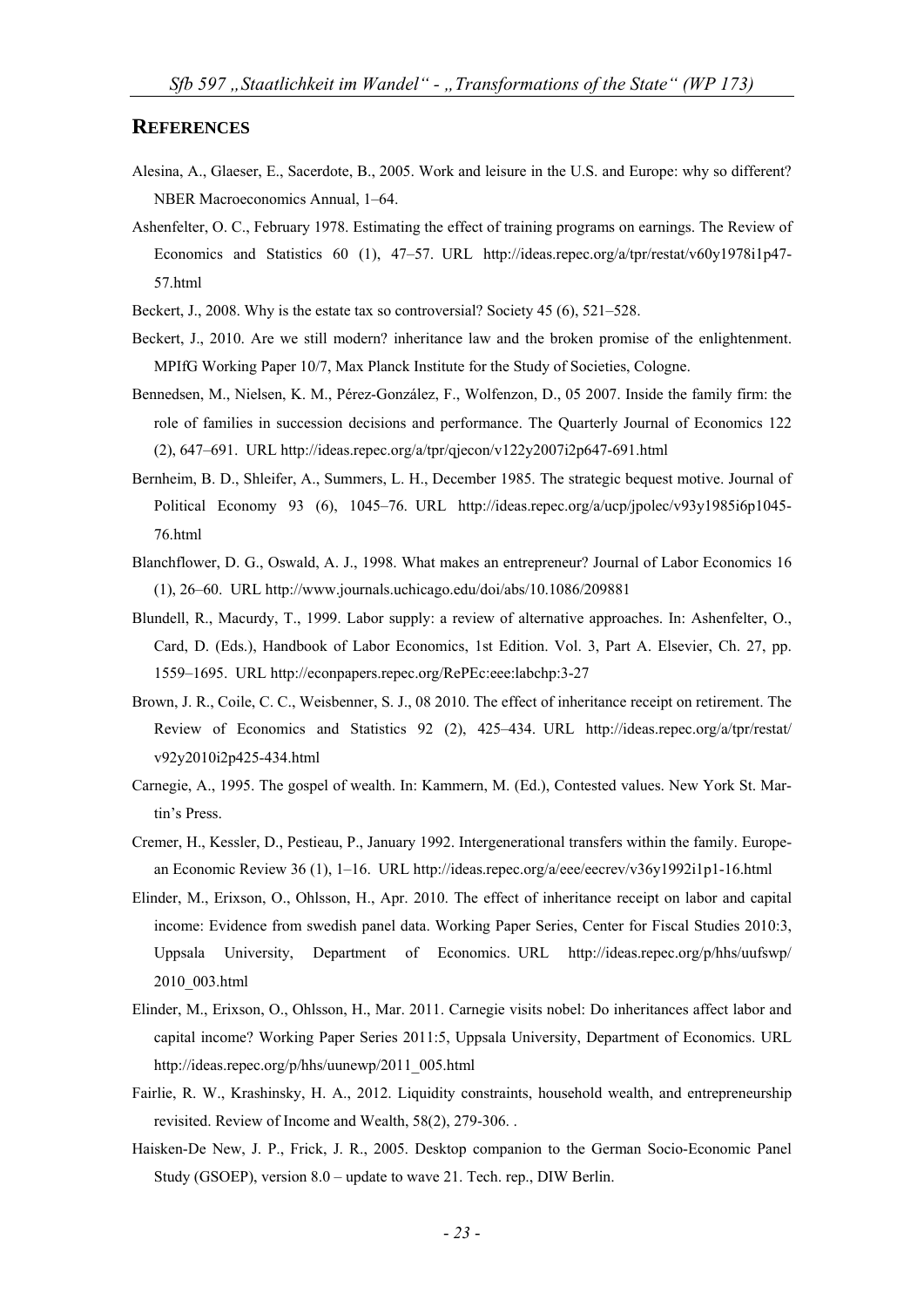## REFERENCES

Alesina, A., Glaeser, E., Sacerdote, B., 2005. Work and leisure in the U.S. and Europe: why so different? NBER Macroeconomics Annual, 1–64.

Ashenfelter, O. C., February 1978. Estimating the effect of training programs on earnings. The Review of Economics and Statistics 60 (1), 47–57. URL http://ideas.repec.org/a/tpr/restat/v60y1978i1p47-57.html

Beckert, J., 2008. Why is the estate tax so controversial? Society 45 (6), 521–528.

Beckert, J., 2010. Are we still modern? inheritance law and the broken promise of the enlightenment. MPIfG Working Paper 10/7, Max Planck Institute for the Study of Societies, Cologne.

Bennedsen, M., Nielsen, K. M., Pérez-González, F., Wolfenzon, D., 05 2007. Inside the family firm: the role of families in succession decisions and performance. The Quarterly Journal of Economics 122 (2), 647–691. URL http://ideas.repec.org/a/tpr/qjecon/v122y2007i2p647-691.html

Bernheim, B. D., Shleifer, A., Summers, L. H., December 1985. The strategic bequest motive. Journal of Political Economy 93 (6), 1045–76. URL http://ideas.repec.org/a/ucp/jpolec/v93y1985i6p1045-76.html

Blanchflower, D. G., Oswald, A. J., 1998. What makes an entrepreneur? Journal of Labor Economics 16 (1), 26–60. URL http://www.journals.uchicago.edu/doi/abs/10.1086/209881

Blundell, R., Macurdy, T., 1999. Labor supply: a review of alternative approaches. In: Ashenfelter, O., Card, D. (Eds.), Handbook of Labor Economics, 1st Edition. Vol. 3, Part A. Elsevier, Ch. 27, pp. 1559–1695. URL http://econpapers.repec.org/RePEc:eee:labchp:3-27

Brown, J. R., Coile, C. C., Weisbenner, S. J., 08 2010. The effect of inheritance receipt on retirement. The Review of Economics and Statistics 92 (2), 425–434. URL http://ideas.repec.org/a/tpr/restat/v92y2010i2p425-434.html

Carnegie, A., 1995. The gospel of wealth. In: Kammern, M. (Ed.), Contested values. New York St. Martin's Press.

Cremer, H., Kessler, D., Pestieau, P., January 1992. Intergenerational transfers within the family. European Economic Review 36 (1), 1–16. URL http://ideas.repec.org/a/eee/eecrev/v36y1992i1p1-16.html

Elinder, M., Erixson, O., Ohlsson, H., Apr. 2010. The effect of inheritance receipt on labor and capital income: Evidence from swedish panel data. Working Paper Series, Center for Fiscal Studies 2010:3, Uppsala University, Department of Economics. URL http://ideas.repec.org/p/hhs/uufswp/2010_003.html

Elinder, M., Erixson, O., Ohlsson, H., Mar. 2011. Carnegie visits nobel: Do inheritances affect labor and capital income? Working Paper Series 2011:5, Uppsala University, Department of Economics. URL http://ideas.repec.org/p/hhs/uunewp/2011_005.html

Fairlie, R. W., Krashinsky, H. A., 2012. Liquidity constraints, household wealth, and entrepreneurship revisited. Review of Income and Wealth, 58(2), 279-306. .

Haisken-De New, J. P., Frick, J. R., 2005. Desktop companion to the German Socio-Economic Panel Study (GSOEP), version 8.0 – update to wave 21. Tech. rep., DIW Berlin.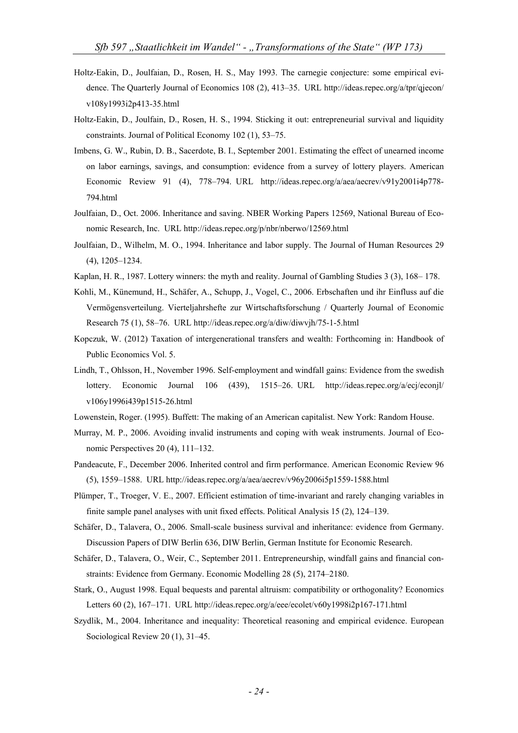Holtz-Eakin, D., Joulfaian, D., Rosen, H. S., May 1993. The carnegie conjecture: some empirical evidence. The Quarterly Journal of Economics 108 (2), 413–35. URL http://ideas.repec.org/a/tpr/qjecon/v108y1993i2p413-35.html

Holtz-Eakin, D., Joulfain, D., Rosen, H. S., 1994. Sticking it out: entrepreneurial survival and liquidity constraints. Journal of Political Economy 102 (1), 53–75.

Imbens, G. W., Rubin, D. B., Sacerdote, B. I., September 2001. Estimating the effect of unearned income on labor earnings, savings, and consumption: evidence from a survey of lottery players. American Economic Review 91 (4), 778–794. URL http://ideas.repec.org/a/aea/aecrev/v91y2001i4p778-794.html

Joulfaian, D., Oct. 2006. Inheritance and saving. NBER Working Papers 12569, National Bureau of Economic Research, Inc. URL http://ideas.repec.org/p/nbr/nberwo/12569.html

Joulfaian, D., Wilhelm, M. O., 1994. Inheritance and labor supply. The Journal of Human Resources 29 (4), 1205–1234.

Kaplan, H. R., 1987. Lottery winners: the myth and reality. Journal of Gambling Studies 3 (3), 168– 178.

Kohli, M., Künemund, H., Schäfer, A., Schupp, J., Vogel, C., 2006. Erbschaften und ihr Einfluss auf die Vermögensverteilung. Vierteljahrshefte zur Wirtschaftsforschung / Quarterly Journal of Economic Research 75 (1), 58–76. URL http://ideas.repec.org/a/diw/diwvjh/75-1-5.html

Kopczuk, W. (2012) Taxation of intergenerational transfers and wealth: Forthcoming in: Handbook of Public Economics Vol. 5.

Lindh, T., Ohlsson, H., November 1996. Self-employment and windfall gains: Evidence from the swedish lottery. Economic Journal 106 (439), 1515–26. URL http://ideas.repec.org/a/ecj/econjl/v106y1996i439p1515-26.html

Lowenstein, Roger. (1995). Buffett: The making of an American capitalist. New York: Random House.

Murray, M. P., 2006. Avoiding invalid instruments and coping with weak instruments. Journal of Economic Perspectives 20 (4), 111–132.

Pandeacute, F., December 2006. Inherited control and firm performance. American Economic Review 96 (5), 1559–1588. URL http://ideas.repec.org/a/aea/aecrev/v96y2006i5p1559-1588.html

Plümper, T., Troeger, V. E., 2007. Efficient estimation of time-invariant and rarely changing variables in finite sample panel analyses with unit fixed effects. Political Analysis 15 (2), 124–139.

Schäfer, D., Talavera, O., 2006. Small-scale business survival and inheritance: evidence from Germany. Discussion Papers of DIW Berlin 636, DIW Berlin, German Institute for Economic Research.

Schäfer, D., Talavera, O., Weir, C., September 2011. Entrepreneurship, windfall gains and financial constraints: Evidence from Germany. Economic Modelling 28 (5), 2174–2180.

Stark, O., August 1998. Equal bequests and parental altruism: compatibility or orthogonality? Economics Letters 60 (2), 167–171. URL http://ideas.repec.org/a/eee/ecolet/v60y1998i2p167-171.html

Szydlik, M., 2004. Inheritance and inequality: Theoretical reasoning and empirical evidence. European Sociological Review 20 (1), 31–45.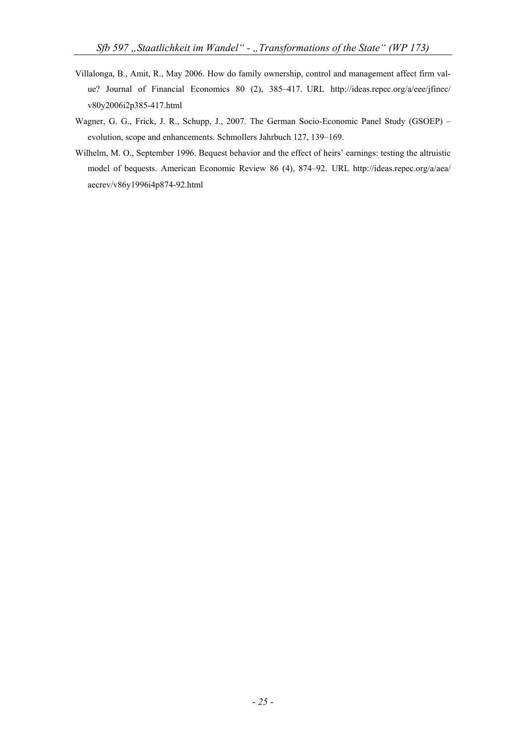Villalonga, B., Amit, R., May 2006. How do family ownership, control and management affect firm value? Journal of Financial Economics 80 (2), 385–417. URL http://ideas.repec.org/a/eee/jfinec/v80y2006i2p385-417.html

Wagner, G. G., Frick, J. R., Schupp, J., 2007. The German Socio-Economic Panel Study (GSOEP) – evolution, scope and enhancements. Schmollers Jahrbuch 127, 139–169.

Wilhelm, M. O., September 1996. Bequest behavior and the effect of heirs' earnings: testing the altruistic model of bequests. American Economic Review 86 (4), 874–92. URL http://ideas.repec.org/a/aea/aecrev/v86y1996i4p874-92.html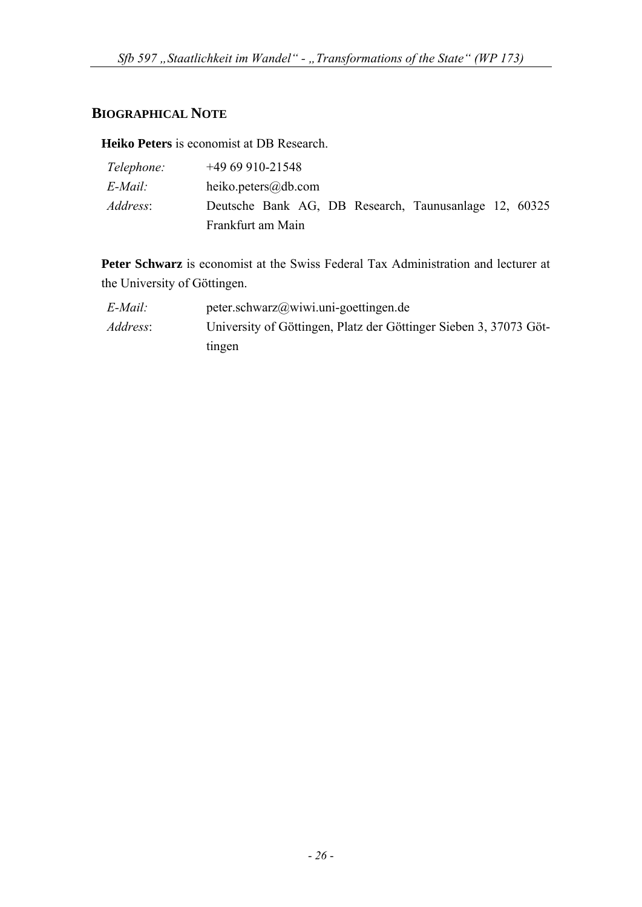## BIOGRAPHICAL NOTE

**Heiko Peters** is economist at DB Research.

*Telephone:* +49 69 910-21548
*E-Mail:* heiko.peters@db.com
*Address*: Deutsche Bank AG, DB Research, Taunusanlage 12, 60325 Frankfurt am Main

**Peter Schwarz** is economist at the Swiss Federal Tax Administration and lecturer at the University of Göttingen.

*E-Mail:* peter.schwarz@wiwi.uni-goettingen.de
*Address*: University of Göttingen, Platz der Göttinger Sieben 3, 37073 Göttingen